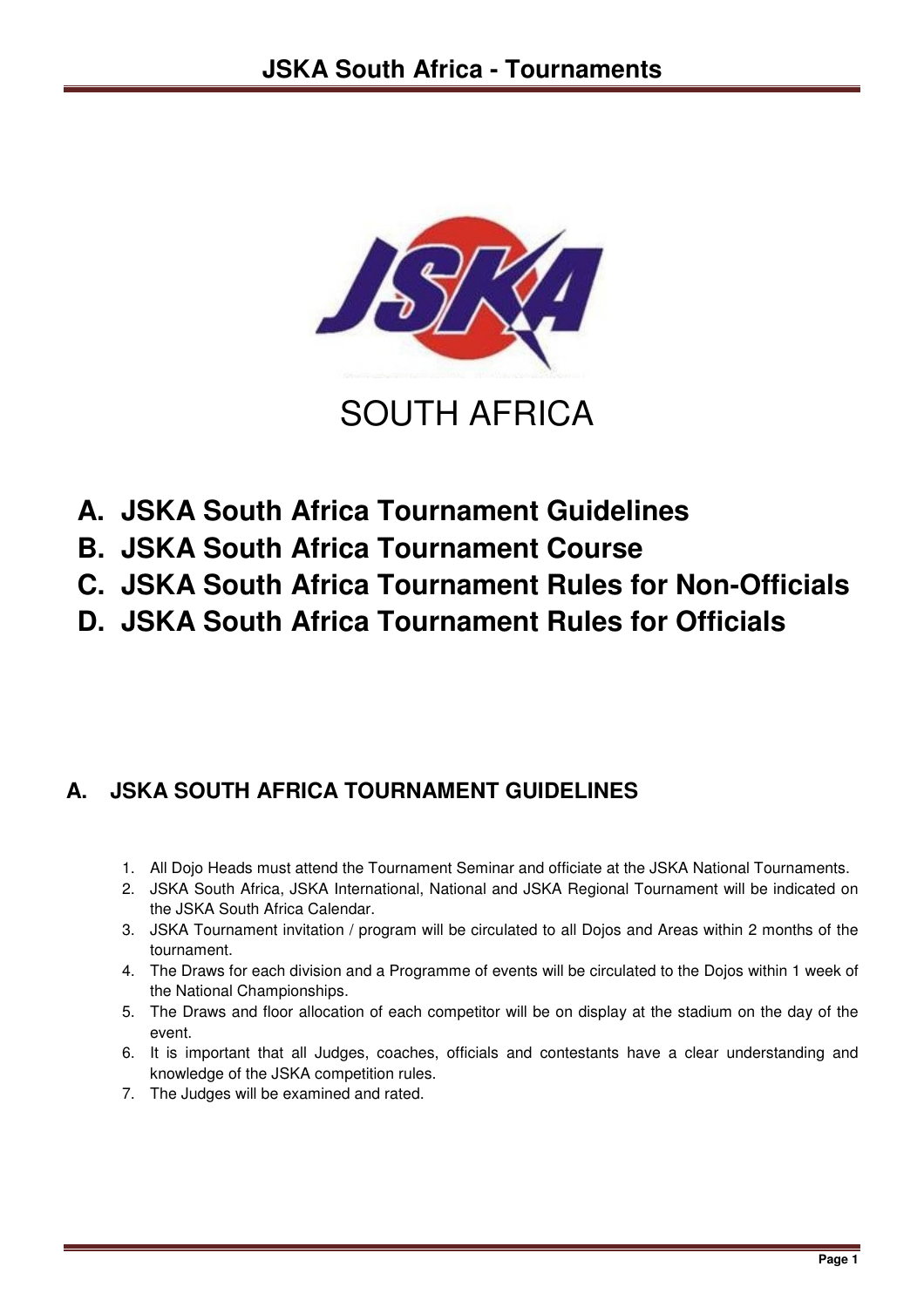SOUTH AFRICA

- **A. JSKA South Africa Tournament Guidelines**
- **B. JSKA South Africa Tournament Course**
- **C. JSKA South Africa Tournament Rules for Non-Officials**
- **D. JSKA South Africa Tournament Rules for Officials**

## A. JSKA SOUTH AFRICA TOURNAMENT GUIDELINES

1. All Dojo Heads must attend the Tournament Seminar and officiate at the JSKA National Tournaments.
2. JSKA South Africa, JSKA International, National and JSKA Regional Tournament will be indicated on the JSKA South Africa Calendar.
3. JSKA Tournament invitation / program will be circulated to all Dojos and Areas within 2 months of the tournament.
4. The Draws for each division and a Programme of events will be circulated to the Dojos within 1 week of the National Championships.
5. The Draws and floor allocation of each competitor will be on display at the stadium on the day of the event.
6. It is important that all Judges, coaches, officials and contestants have a clear understanding and knowledge of the JSKA competition rules.
7. The Judges will be examined and rated.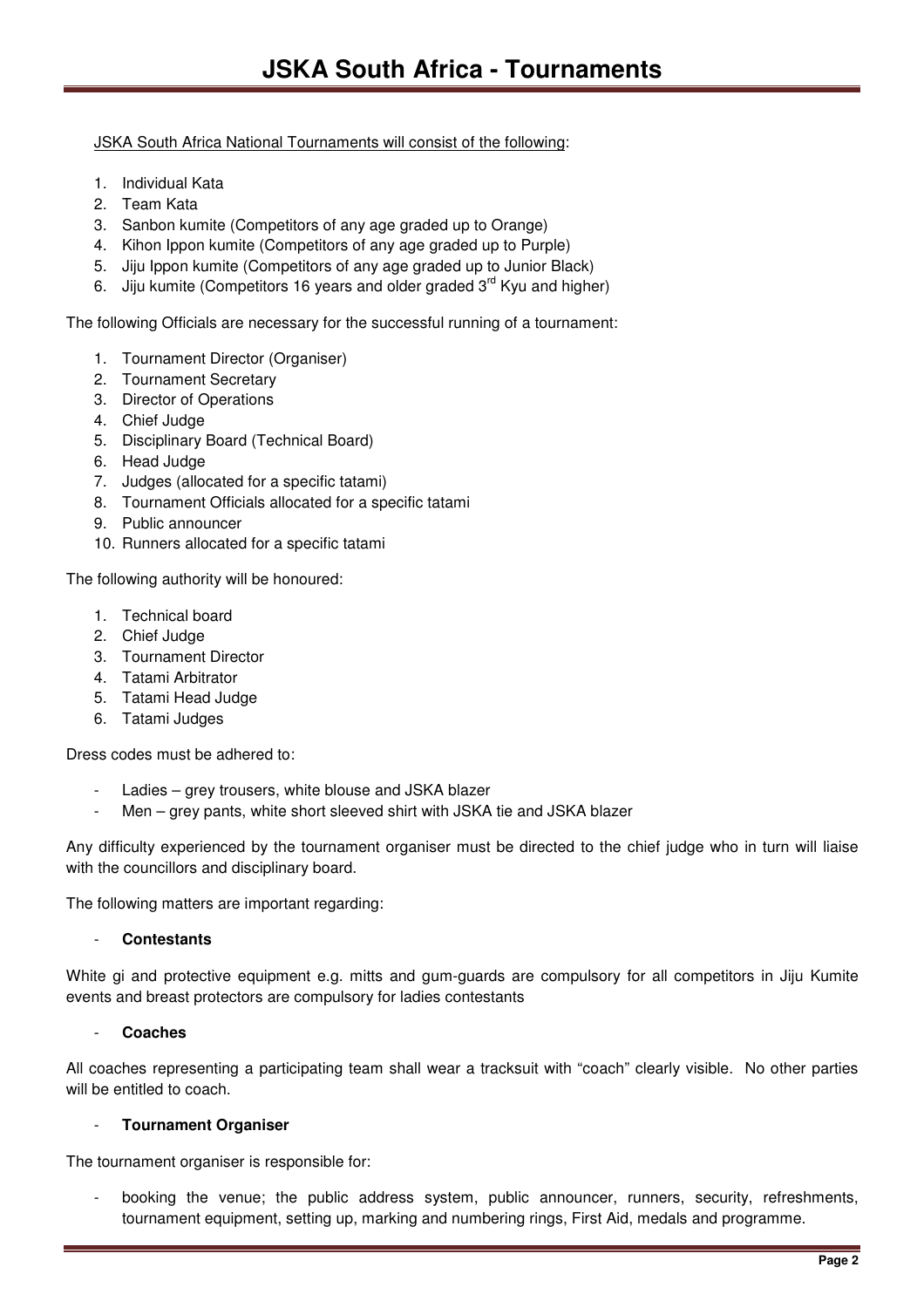# JSKA South Africa - Tournaments

JSKA South Africa National Tournaments will consist of the following:

1. Individual Kata
2. Team Kata
3. Sanbon kumite (Competitors of any age graded up to Orange)
4. Kihon Ippon kumite (Competitors of any age graded up to Purple)
5. Jiju Ippon kumite (Competitors of any age graded up to Junior Black)
6. Jiju kumite (Competitors 16 years and older graded 3rd Kyu and higher)

The following Officials are necessary for the successful running of a tournament:

1. Tournament Director (Organiser)
2. Tournament Secretary
3. Director of Operations
4. Chief Judge
5. Disciplinary Board (Technical Board)
6. Head Judge
7. Judges (allocated for a specific tatami)
8. Tournament Officials allocated for a specific tatami
9. Public announcer
10. Runners allocated for a specific tatami

The following authority will be honoured:

1. Technical board
2. Chief Judge
3. Tournament Director
4. Tatami Arbitrator
5. Tatami Head Judge
6. Tatami Judges

Dress codes must be adhered to:

- Ladies – grey trousers, white blouse and JSKA blazer
- Men – grey pants, white short sleeved shirt with JSKA tie and JSKA blazer

Any difficulty experienced by the tournament organiser must be directed to the chief judge who in turn will liaise with the councillors and disciplinary board.

The following matters are important regarding:

- **Contestants**

White gi and protective equipment e.g. mitts and gum-guards are compulsory for all competitors in Jiju Kumite events and breast protectors are compulsory for ladies contestants

- **Coaches**

All coaches representing a participating team shall wear a tracksuit with "coach" clearly visible. No other parties will be entitled to coach.

- **Tournament Organiser**

The tournament organiser is responsible for:

- booking the venue; the public address system, public announcer, runners, security, refreshments, tournament equipment, setting up, marking and numbering rings, First Aid, medals and programme.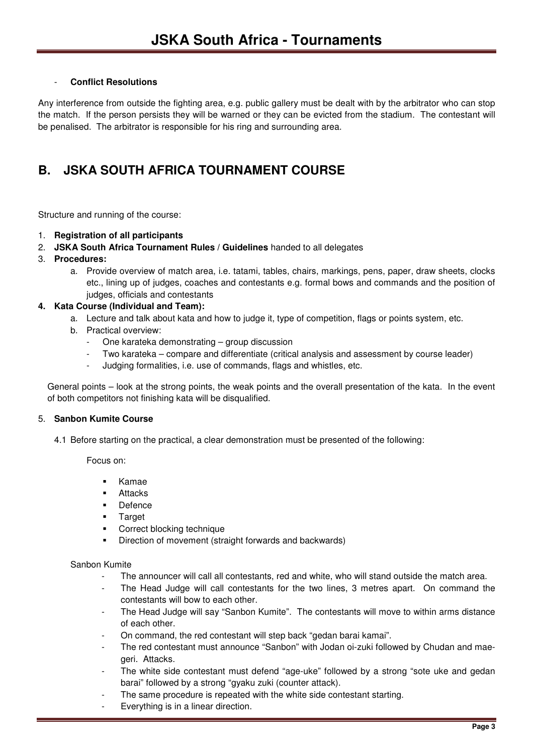- **Conflict Resolutions**

Any interference from outside the fighting area, e.g. public gallery must be dealt with by the arbitrator who can stop the match. If the person persists they will be warned or they can be evicted from the stadium. The contestant will be penalised. The arbitrator is responsible for his ring and surrounding area.

## B. JSKA SOUTH AFRICA TOURNAMENT COURSE

Structure and running of the course:

1. **Registration of all participants**
2. **JSKA South Africa Tournament Rules** / **Guidelines** handed to all delegates
3. **Procedures:**
   a. Provide overview of match area, i.e. tatami, tables, chairs, markings, pens, paper, draw sheets, clocks etc., lining up of judges, coaches and contestants e.g. formal bows and commands and the position of judges, officials and contestants
4. **Kata Course (Individual and Team):**
   a. Lecture and talk about kata and how to judge it, type of competition, flags or points system, etc.
   b. Practical overview:
      - One karateka demonstrating – group discussion
      - Two karateka – compare and differentiate (critical analysis and assessment by course leader)
      - Judging formalities, i.e. use of commands, flags and whistles, etc.

   General points – look at the strong points, the weak points and the overall presentation of the kata. In the event of both competitors not finishing kata will be disqualified.

5. **Sanbon Kumite Course**

   4.1 Before starting on the practical, a clear demonstration must be presented of the following:

   Focus on:

   - Kamae
   - Attacks
   - Defence
   - Target
   - Correct blocking technique
   - Direction of movement (straight forwards and backwards)

   Sanbon Kumite

   - The announcer will call all contestants, red and white, who will stand outside the match area.
   - The Head Judge will call contestants for the two lines, 3 metres apart. On command the contestants will bow to each other.
   - The Head Judge will say "Sanbon Kumite". The contestants will move to within arms distance of each other.
   - On command, the red contestant will step back "gedan barai kamai".
   - The red contestant must announce "Sanbon" with Jodan oi-zuki followed by Chudan and mae-geri. Attacks.
   - The white side contestant must defend "age-uke" followed by a strong "sote uke and gedan barai" followed by a strong "gyaku zuki (counter attack).
   - The same procedure is repeated with the white side contestant starting.
   - Everything is in a linear direction.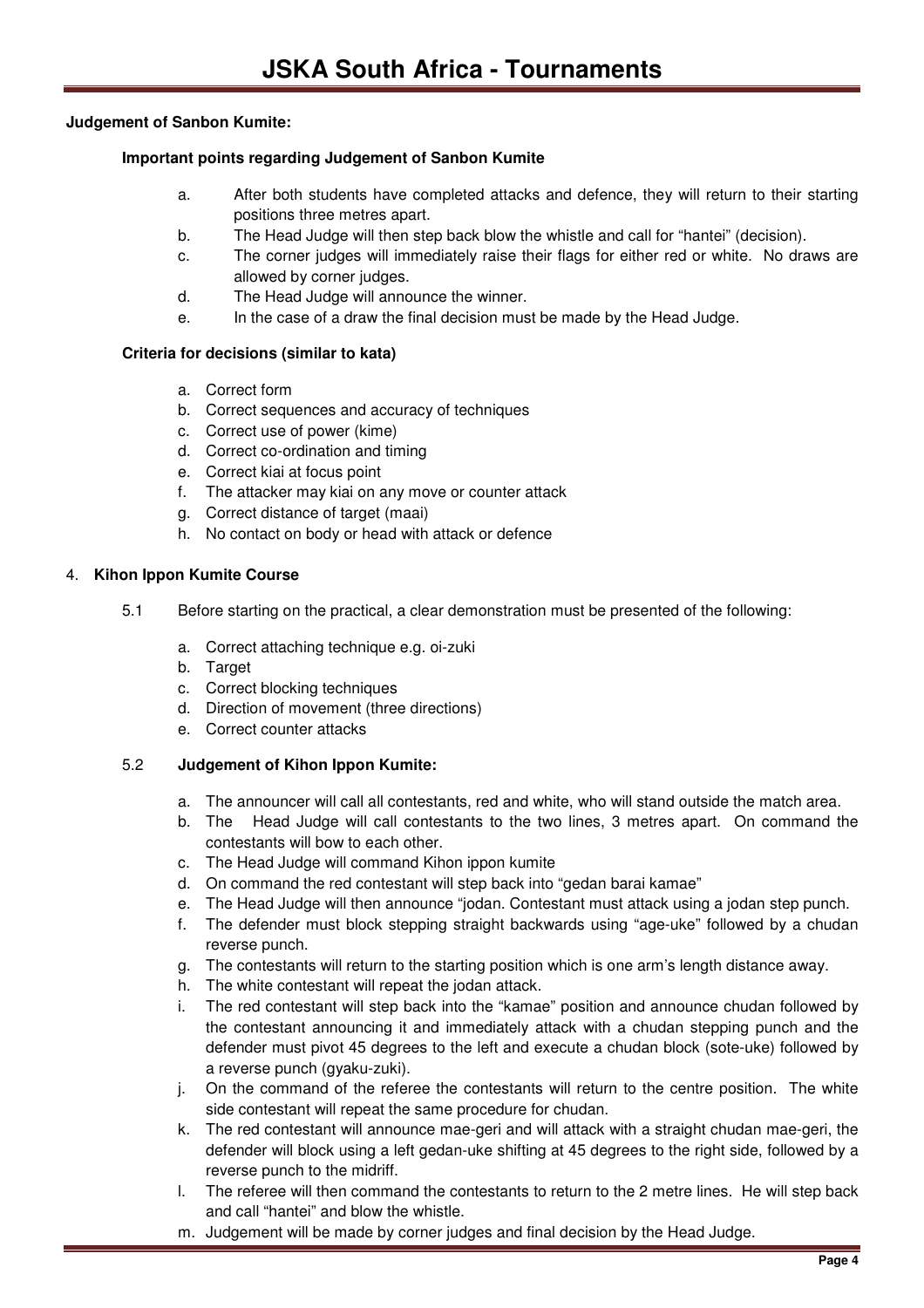**Judgement of Sanbon Kumite:**

**Important points regarding Judgement of Sanbon Kumite**

a. After both students have completed attacks and defence, they will return to their starting positions three metres apart.
b. The Head Judge will then step back blow the whistle and call for "hantei" (decision).
c. The corner judges will immediately raise their flags for either red or white. No draws are allowed by corner judges.
d. The Head Judge will announce the winner.
e. In the case of a draw the final decision must be made by the Head Judge.

**Criteria for decisions (similar to kata)**

a. Correct form
b. Correct sequences and accuracy of techniques
c. Correct use of power (kime)
d. Correct co-ordination and timing
e. Correct kiai at focus point
f. The attacker may kiai on any move or counter attack
g. Correct distance of target (maai)
h. No contact on body or head with attack or defence

4. **Kihon Ippon Kumite Course**

5.1 Before starting on the practical, a clear demonstration must be presented of the following:

a. Correct attaching technique e.g. oi-zuki
b. Target
c. Correct blocking techniques
d. Direction of movement (three directions)
e. Correct counter attacks

5.2 **Judgement of Kihon Ippon Kumite:**

a. The announcer will call all contestants, red and white, who will stand outside the match area.
b. The Head Judge will call contestants to the two lines, 3 metres apart. On command the contestants will bow to each other.
c. The Head Judge will command Kihon ippon kumite
d. On command the red contestant will step back into "gedan barai kamae"
e. The Head Judge will then announce "jodan. Contestant must attack using a jodan step punch.
f. The defender must block stepping straight backwards using "age-uke" followed by a chudan reverse punch.
g. The contestants will return to the starting position which is one arm's length distance away.
h. The white contestant will repeat the jodan attack.
i. The red contestant will step back into the "kamae" position and announce chudan followed by the contestant announcing it and immediately attack with a chudan stepping punch and the defender must pivot 45 degrees to the left and execute a chudan block (sote-uke) followed by a reverse punch (gyaku-zuki).
j. On the command of the referee the contestants will return to the centre position. The white side contestant will repeat the same procedure for chudan.
k. The red contestant will announce mae-geri and will attack with a straight chudan mae-geri, the defender will block using a left gedan-uke shifting at 45 degrees to the right side, followed by a reverse punch to the midriff.
l. The referee will then command the contestants to return to the 2 metre lines. He will step back and call "hantei" and blow the whistle.
m. Judgement will be made by corner judges and final decision by the Head Judge.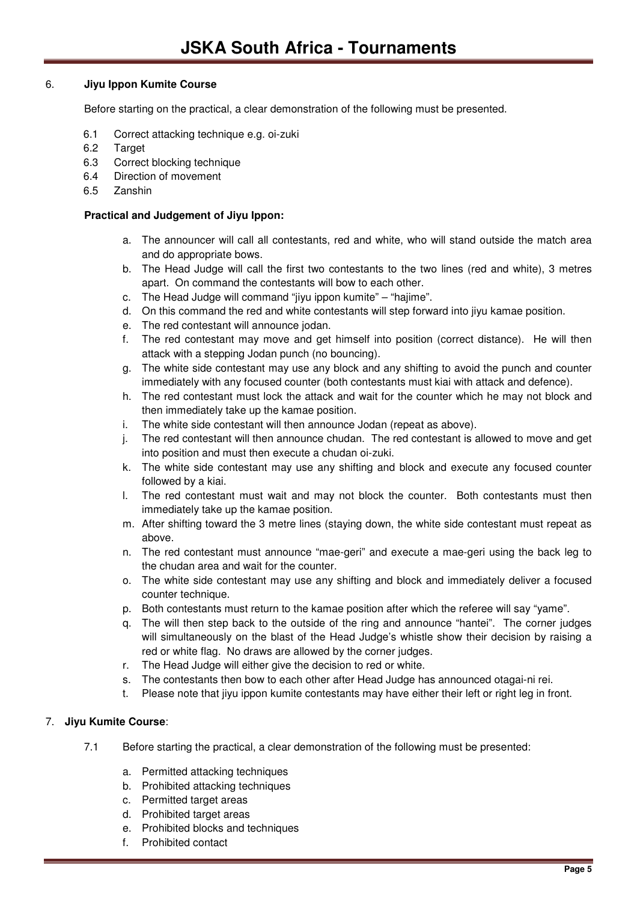6. **Jiyu Ippon Kumite Course**

Before starting on the practical, a clear demonstration of the following must be presented.

6.1 Correct attacking technique e.g. oi-zuki
6.2 Target
6.3 Correct blocking technique
6.4 Direction of movement
6.5 Zanshin

**Practical and Judgement of Jiyu Ippon:**

a. The announcer will call all contestants, red and white, who will stand outside the match area and do appropriate bows.
b. The Head Judge will call the first two contestants to the two lines (red and white), 3 metres apart. On command the contestants will bow to each other.
c. The Head Judge will command "jiyu ippon kumite" – "hajime".
d. On this command the red and white contestants will step forward into jiyu kamae position.
e. The red contestant will announce jodan.
f. The red contestant may move and get himself into position (correct distance). He will then attack with a stepping Jodan punch (no bouncing).
g. The white side contestant may use any block and any shifting to avoid the punch and counter immediately with any focused counter (both contestants must kiai with attack and defence).
h. The red contestant must lock the attack and wait for the counter which he may not block and then immediately take up the kamae position.
i. The white side contestant will then announce Jodan (repeat as above).
j. The red contestant will then announce chudan. The red contestant is allowed to move and get into position and must then execute a chudan oi-zuki.
k. The white side contestant may use any shifting and block and execute any focused counter followed by a kiai.
l. The red contestant must wait and may not block the counter. Both contestants must then immediately take up the kamae position.
m. After shifting toward the 3 metre lines (staying down, the white side contestant must repeat as above.
n. The red contestant must announce "mae-geri" and execute a mae-geri using the back leg to the chudan area and wait for the counter.
o. The white side contestant may use any shifting and block and immediately deliver a focused counter technique.
p. Both contestants must return to the kamae position after which the referee will say "yame".
q. The will then step back to the outside of the ring and announce "hantei". The corner judges will simultaneously on the blast of the Head Judge's whistle show their decision by raising a red or white flag. No draws are allowed by the corner judges.
r. The Head Judge will either give the decision to red or white.
s. The contestants then bow to each other after Head Judge has announced otagai-ni rei.
t. Please note that jiyu ippon kumite contestants may have either their left or right leg in front.

7. **Jiyu Kumite Course**:

7.1 Before starting the practical, a clear demonstration of the following must be presented:

a. Permitted attacking techniques
b. Prohibited attacking techniques
c. Permitted target areas
d. Prohibited target areas
e. Prohibited blocks and techniques
f. Prohibited contact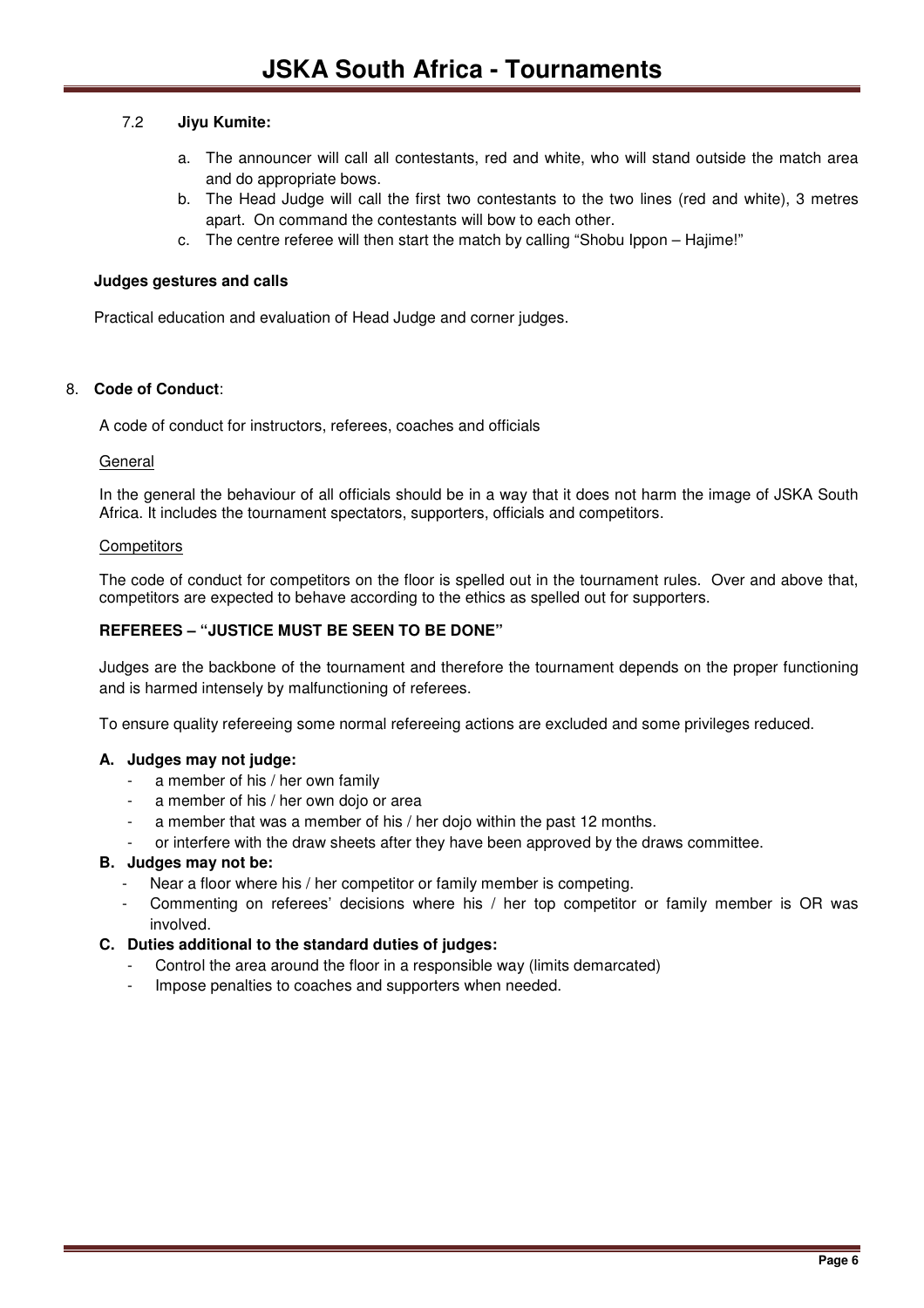### 7.2 Jiyu Kumite:

a. The announcer will call all contestants, red and white, who will stand outside the match area and do appropriate bows.
b. The Head Judge will call the first two contestants to the two lines (red and white), 3 metres apart. On command the contestants will bow to each other.
c. The centre referee will then start the match by calling "Shobu Ippon – Hajime!"

**Judges gestures and calls**

Practical education and evaluation of Head Judge and corner judges.

## 8. Code of Conduct:

A code of conduct for instructors, referees, coaches and officials

General

In the general the behaviour of all officials should be in a way that it does not harm the image of JSKA South Africa. It includes the tournament spectators, supporters, officials and competitors.

Competitors

The code of conduct for competitors on the floor is spelled out in the tournament rules. Over and above that, competitors are expected to behave according to the ethics as spelled out for supporters.

**REFEREES – "JUSTICE MUST BE SEEN TO BE DONE"**

Judges are the backbone of the tournament and therefore the tournament depends on the proper functioning and is harmed intensely by malfunctioning of referees.

To ensure quality refereeing some normal refereeing actions are excluded and some privileges reduced.

**A. Judges may not judge:**

- a member of his / her own family
- a member of his / her own dojo or area
- a member that was a member of his / her dojo within the past 12 months.
- or interfere with the draw sheets after they have been approved by the draws committee.

**B. Judges may not be:**

- Near a floor where his / her competitor or family member is competing.
- Commenting on referees' decisions where his / her top competitor or family member is OR was involved.

**C. Duties additional to the standard duties of judges:**

- Control the area around the floor in a responsible way (limits demarcated)
- Impose penalties to coaches and supporters when needed.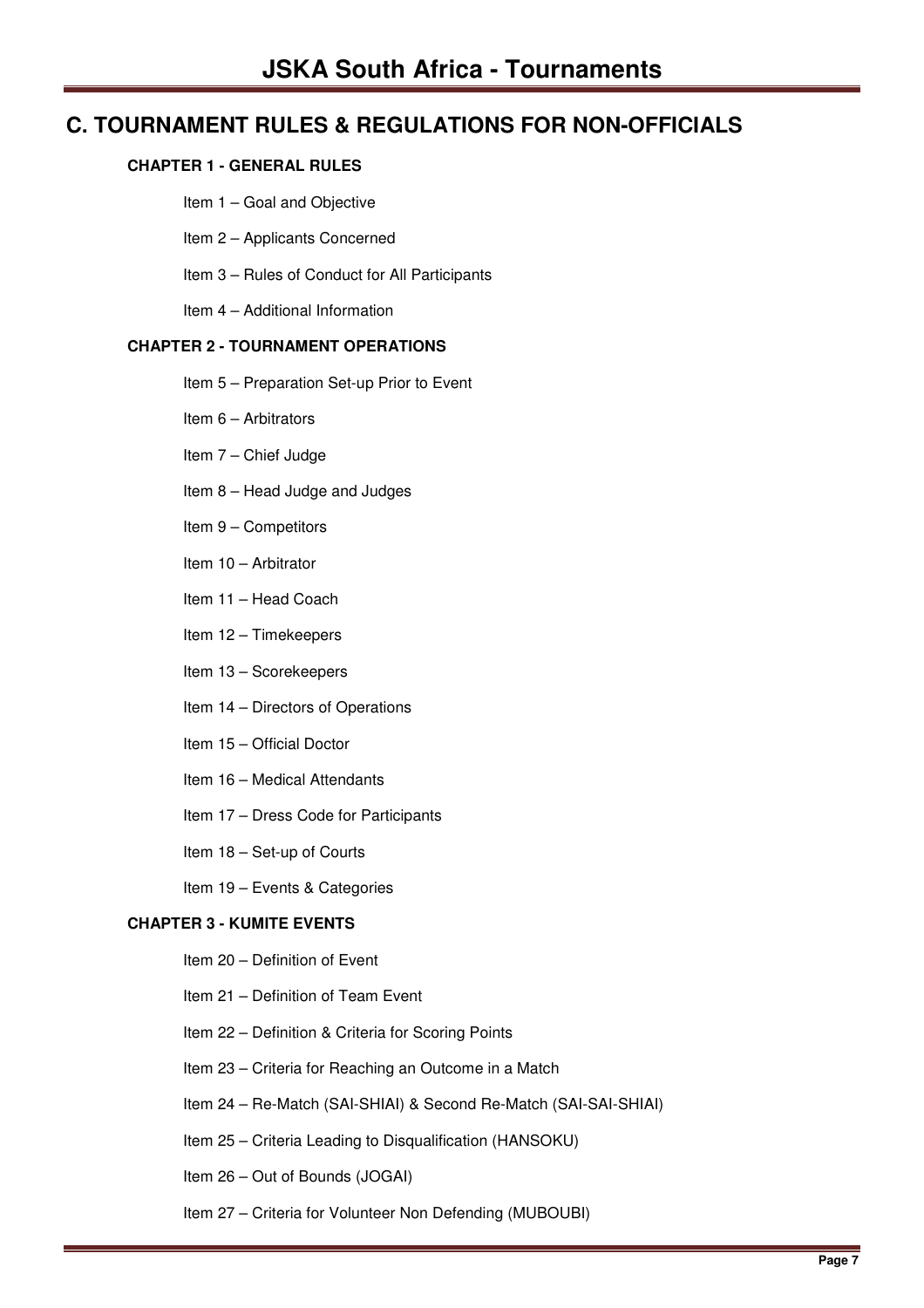# C. TOURNAMENT RULES & REGULATIONS FOR NON-OFFICIALS

### CHAPTER 1 - GENERAL RULES

- Item 1 – Goal and Objective
- Item 2 – Applicants Concerned
- Item 3 – Rules of Conduct for All Participants
- Item 4 – Additional Information

### CHAPTER 2 - TOURNAMENT OPERATIONS

- Item 5 – Preparation Set-up Prior to Event
- Item 6 – Arbitrators
- Item 7 – Chief Judge
- Item 8 – Head Judge and Judges
- Item 9 – Competitors
- Item 10 – Arbitrator
- Item 11 – Head Coach
- Item 12 – Timekeepers
- Item 13 – Scorekeepers
- Item 14 – Directors of Operations
- Item 15 – Official Doctor
- Item 16 – Medical Attendants
- Item 17 – Dress Code for Participants
- Item 18 – Set-up of Courts
- Item 19 – Events & Categories

### CHAPTER 3 - KUMITE EVENTS

- Item 20 – Definition of Event
- Item 21 – Definition of Team Event
- Item 22 – Definition & Criteria for Scoring Points
- Item 23 – Criteria for Reaching an Outcome in a Match
- Item 24 – Re-Match (SAI-SHIAI) & Second Re-Match (SAI-SAI-SHIAI)
- Item 25 – Criteria Leading to Disqualification (HANSOKU)
- Item 26 – Out of Bounds (JOGAI)
- Item 27 – Criteria for Volunteer Non Defending (MUBOUBI)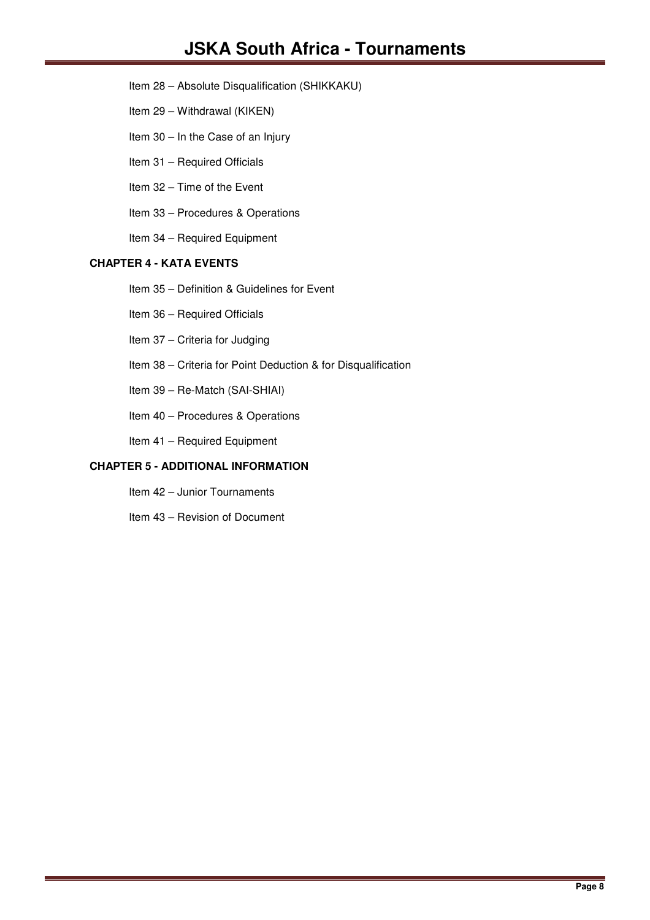Item 28 – Absolute Disqualification (SHIKKAKU)

Item 29 – Withdrawal (KIKEN)

Item 30 – In the Case of an Injury

Item 31 – Required Officials

Item 32 – Time of the Event

Item 33 – Procedures & Operations

Item 34 – Required Equipment

**CHAPTER 4 - KATA EVENTS**

Item 35 – Definition & Guidelines for Event

Item 36 – Required Officials

Item 37 – Criteria for Judging

Item 38 – Criteria for Point Deduction & for Disqualification

Item 39 – Re-Match (SAI-SHIAI)

Item 40 – Procedures & Operations

Item 41 – Required Equipment

**CHAPTER 5 - ADDITIONAL INFORMATION**

Item 42 – Junior Tournaments

Item 43 – Revision of Document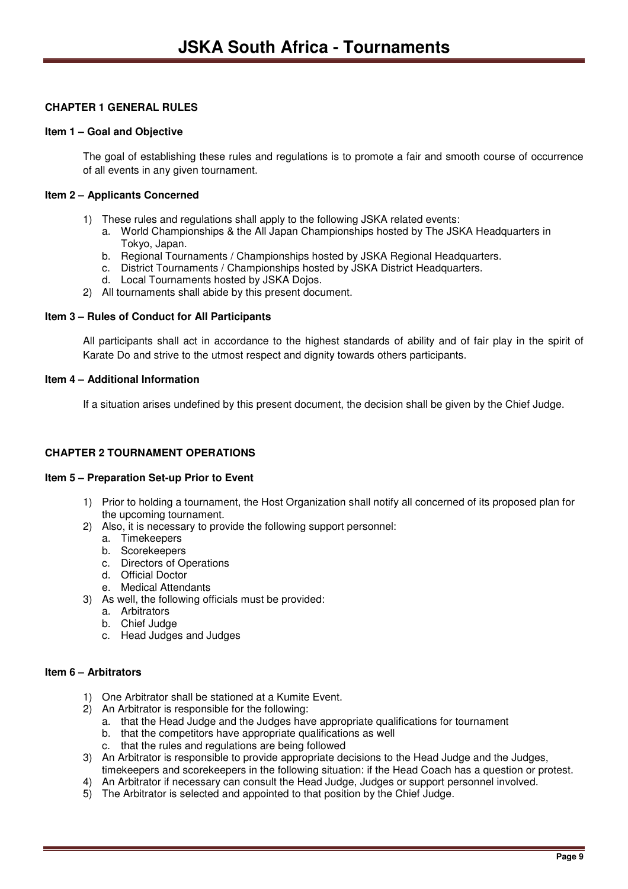## CHAPTER 1 GENERAL RULES

**Item 1 – Goal and Objective**

The goal of establishing these rules and regulations is to promote a fair and smooth course of occurrence of all events in any given tournament.

**Item 2 – Applicants Concerned**

1) These rules and regulations shall apply to the following JSKA related events:
   a. World Championships & the All Japan Championships hosted by The JSKA Headquarters in Tokyo, Japan.
   b. Regional Tournaments / Championships hosted by JSKA Regional Headquarters.
   c. District Tournaments / Championships hosted by JSKA District Headquarters.
   d. Local Tournaments hosted by JSKA Dojos.
2) All tournaments shall abide by this present document.

**Item 3 – Rules of Conduct for All Participants**

All participants shall act in accordance to the highest standards of ability and of fair play in the spirit of Karate Do and strive to the utmost respect and dignity towards others participants.

**Item 4 – Additional Information**

If a situation arises undefined by this present document, the decision shall be given by the Chief Judge.

## CHAPTER 2 TOURNAMENT OPERATIONS

**Item 5 – Preparation Set-up Prior to Event**

1) Prior to holding a tournament, the Host Organization shall notify all concerned of its proposed plan for the upcoming tournament.
2) Also, it is necessary to provide the following support personnel:
   a. Timekeepers
   b. Scorekeepers
   c. Directors of Operations
   d. Official Doctor
   e. Medical Attendants
3) As well, the following officials must be provided:
   a. Arbitrators
   b. Chief Judge
   c. Head Judges and Judges

**Item 6 – Arbitrators**

1) One Arbitrator shall be stationed at a Kumite Event.
2) An Arbitrator is responsible for the following:
   a. that the Head Judge and the Judges have appropriate qualifications for tournament
   b. that the competitors have appropriate qualifications as well
   c. that the rules and regulations are being followed
3) An Arbitrator is responsible to provide appropriate decisions to the Head Judge and the Judges, timekeepers and scorekeepers in the following situation: if the Head Coach has a question or protest.
4) An Arbitrator if necessary can consult the Head Judge, Judges or support personnel involved.
5) The Arbitrator is selected and appointed to that position by the Chief Judge.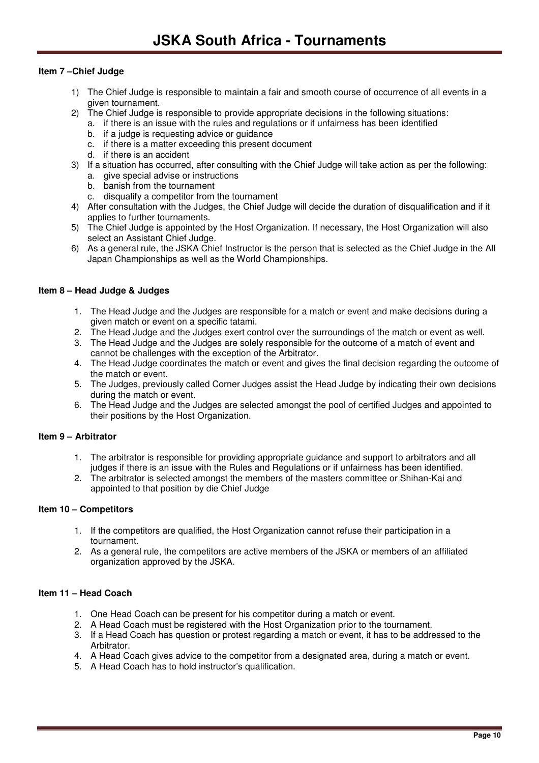**Item 7 –Chief Judge**

1) The Chief Judge is responsible to maintain a fair and smooth course of occurrence of all events in a given tournament.
2) The Chief Judge is responsible to provide appropriate decisions in the following situations:
   a. if there is an issue with the rules and regulations or if unfairness has been identified
   b. if a judge is requesting advice or guidance
   c. if there is a matter exceeding this present document
   d. if there is an accident
3) If a situation has occurred, after consulting with the Chief Judge will take action as per the following:
   a. give special advise or instructions
   b. banish from the tournament
   c. disqualify a competitor from the tournament
4) After consultation with the Judges, the Chief Judge will decide the duration of disqualification and if it applies to further tournaments.
5) The Chief Judge is appointed by the Host Organization. If necessary, the Host Organization will also select an Assistant Chief Judge.
6) As a general rule, the JSKA Chief Instructor is the person that is selected as the Chief Judge in the All Japan Championships as well as the World Championships.

**Item 8 – Head Judge & Judges**

1. The Head Judge and the Judges are responsible for a match or event and make decisions during a given match or event on a specific tatami.
2. The Head Judge and the Judges exert control over the surroundings of the match or event as well.
3. The Head Judge and the Judges are solely responsible for the outcome of a match of event and cannot be challenges with the exception of the Arbitrator.
4. The Head Judge coordinates the match or event and gives the final decision regarding the outcome of the match or event.
5. The Judges, previously called Corner Judges assist the Head Judge by indicating their own decisions during the match or event.
6. The Head Judge and the Judges are selected amongst the pool of certified Judges and appointed to their positions by the Host Organization.

**Item 9 – Arbitrator**

1. The arbitrator is responsible for providing appropriate guidance and support to arbitrators and all judges if there is an issue with the Rules and Regulations or if unfairness has been identified.
2. The arbitrator is selected amongst the members of the masters committee or Shihan-Kai and appointed to that position by die Chief Judge

**Item 10 – Competitors**

1. If the competitors are qualified, the Host Organization cannot refuse their participation in a tournament.
2. As a general rule, the competitors are active members of the JSKA or members of an affiliated organization approved by the JSKA.

**Item 11 – Head Coach**

1. One Head Coach can be present for his competitor during a match or event.
2. A Head Coach must be registered with the Host Organization prior to the tournament.
3. If a Head Coach has question or protest regarding a match or event, it has to be addressed to the Arbitrator.
4. A Head Coach gives advice to the competitor from a designated area, during a match or event.
5. A Head Coach has to hold instructor's qualification.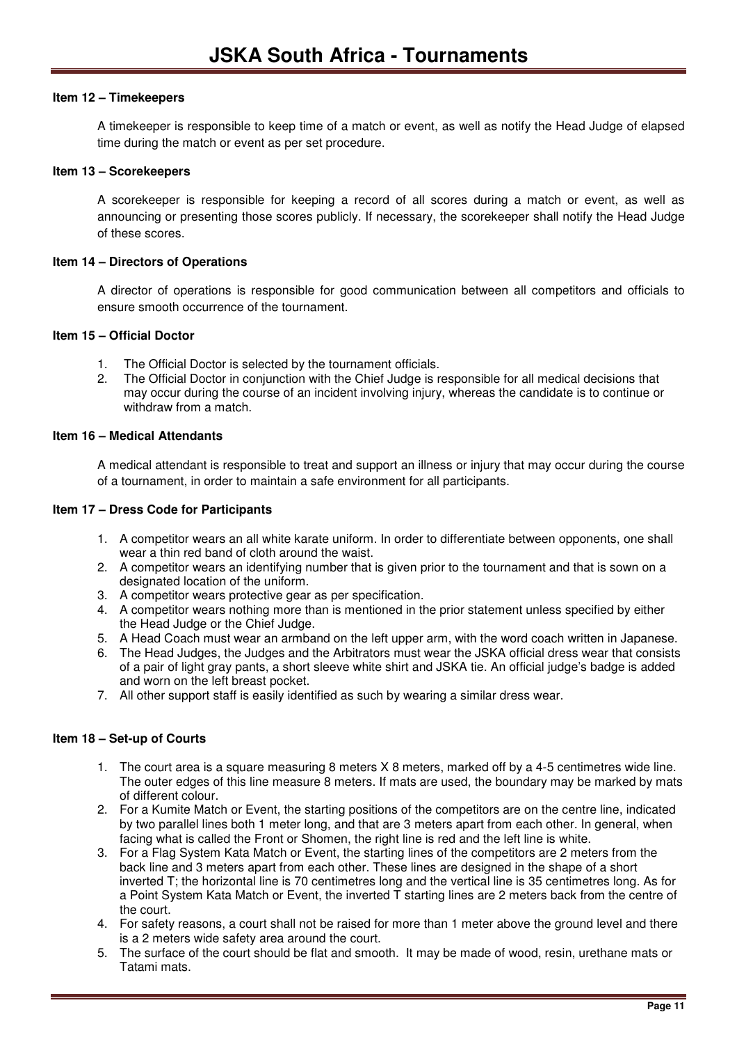#### Item 12 – Timekeepers

A timekeeper is responsible to keep time of a match or event, as well as notify the Head Judge of elapsed time during the match or event as per set procedure.

#### Item 13 – Scorekeepers

A scorekeeper is responsible for keeping a record of all scores during a match or event, as well as announcing or presenting those scores publicly. If necessary, the scorekeeper shall notify the Head Judge of these scores.

#### Item 14 – Directors of Operations

A director of operations is responsible for good communication between all competitors and officials to ensure smooth occurrence of the tournament.

#### Item 15 – Official Doctor

1. The Official Doctor is selected by the tournament officials.
2. The Official Doctor in conjunction with the Chief Judge is responsible for all medical decisions that may occur during the course of an incident involving injury, whereas the candidate is to continue or withdraw from a match.

#### Item 16 – Medical Attendants

A medical attendant is responsible to treat and support an illness or injury that may occur during the course of a tournament, in order to maintain a safe environment for all participants.

#### Item 17 – Dress Code for Participants

1. A competitor wears an all white karate uniform. In order to differentiate between opponents, one shall wear a thin red band of cloth around the waist.
2. A competitor wears an identifying number that is given prior to the tournament and that is sown on a designated location of the uniform.
3. A competitor wears protective gear as per specification.
4. A competitor wears nothing more than is mentioned in the prior statement unless specified by either the Head Judge or the Chief Judge.
5. A Head Coach must wear an armband on the left upper arm, with the word coach written in Japanese.
6. The Head Judges, the Judges and the Arbitrators must wear the JSKA official dress wear that consists of a pair of light gray pants, a short sleeve white shirt and JSKA tie. An official judge's badge is added and worn on the left breast pocket.
7. All other support staff is easily identified as such by wearing a similar dress wear.

#### Item 18 – Set-up of Courts

1. The court area is a square measuring 8 meters X 8 meters, marked off by a 4-5 centimetres wide line. The outer edges of this line measure 8 meters. If mats are used, the boundary may be marked by mats of different colour.
2. For a Kumite Match or Event, the starting positions of the competitors are on the centre line, indicated by two parallel lines both 1 meter long, and that are 3 meters apart from each other. In general, when facing what is called the Front or Shomen, the right line is red and the left line is white.
3. For a Flag System Kata Match or Event, the starting lines of the competitors are 2 meters from the back line and 3 meters apart from each other. These lines are designed in the shape of a short inverted T; the horizontal line is 70 centimetres long and the vertical line is 35 centimetres long. As for a Point System Kata Match or Event, the inverted T starting lines are 2 meters back from the centre of the court.
4. For safety reasons, a court shall not be raised for more than 1 meter above the ground level and there is a 2 meters wide safety area around the court.
5. The surface of the court should be flat and smooth. It may be made of wood, resin, urethane mats or Tatami mats.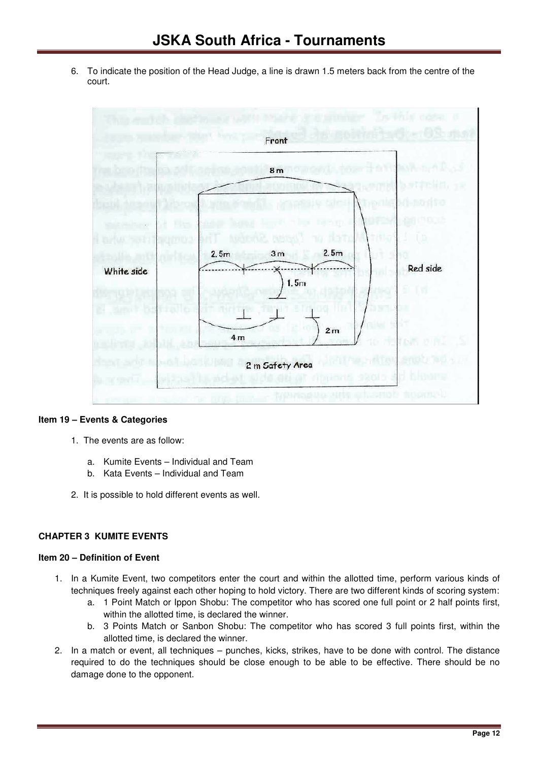6. To indicate the position of the Head Judge, a line is drawn 1.5 meters back from the centre of the court.

### Item 19 – Events & Categories

1. The events are as follow:

    a. Kumite Events – Individual and Team
    b. Kata Events – Individual and Team

2. It is possible to hold different events as well.

## CHAPTER 3 KUMITE EVENTS

### Item 20 – Definition of Event

1. In a Kumite Event, two competitors enter the court and within the allotted time, perform various kinds of techniques freely against each other hoping to hold victory. There are two different kinds of scoring system:
    a. 1 Point Match or Ippon Shobu: The competitor who has scored one full point or 2 half points first, within the allotted time, is declared the winner.
    b. 3 Points Match or Sanbon Shobu: The competitor who has scored 3 full points first, within the allotted time, is declared the winner.
2. In a match or event, all techniques – punches, kicks, strikes, have to be done with control. The distance required to do the techniques should be close enough to be able to be effective. There should be no damage done to the opponent.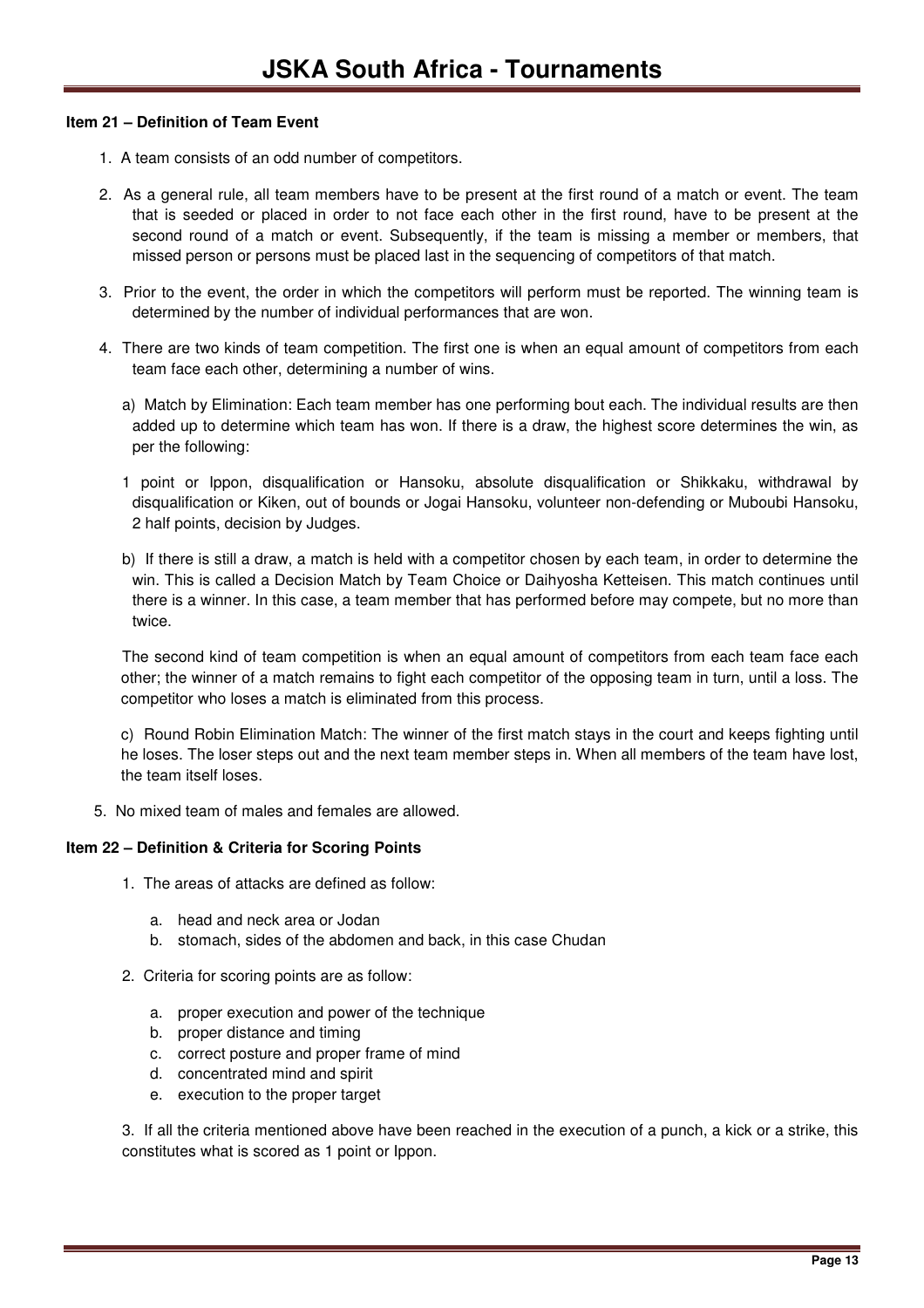**Item 21 – Definition of Team Event**

1. A team consists of an odd number of competitors.

2. As a general rule, all team members have to be present at the first round of a match or event. The team that is seeded or placed in order to not face each other in the first round, have to be present at the second round of a match or event. Subsequently, if the team is missing a member or members, that missed person or persons must be placed last in the sequencing of competitors of that match.

3. Prior to the event, the order in which the competitors will perform must be reported. The winning team is determined by the number of individual performances that are won.

4. There are two kinds of team competition. The first one is when an equal amount of competitors from each team face each other, determining a number of wins.

   a) Match by Elimination: Each team member has one performing bout each. The individual results are then added up to determine which team has won. If there is a draw, the highest score determines the win, as per the following:

   1 point or Ippon, disqualification or Hansoku, absolute disqualification or Shikkaku, withdrawal by disqualification or Kiken, out of bounds or Jogai Hansoku, volunteer non-defending or Muboubi Hansoku, 2 half points, decision by Judges.

   b) If there is still a draw, a match is held with a competitor chosen by each team, in order to determine the win. This is called a Decision Match by Team Choice or Daihyosha Ketteisen. This match continues until there is a winner. In this case, a team member that has performed before may compete, but no more than twice.

   The second kind of team competition is when an equal amount of competitors from each team face each other; the winner of a match remains to fight each competitor of the opposing team in turn, until a loss. The competitor who loses a match is eliminated from this process.

   c) Round Robin Elimination Match: The winner of the first match stays in the court and keeps fighting until he loses. The loser steps out and the next team member steps in. When all members of the team have lost, the team itself loses.

5. No mixed team of males and females are allowed.

**Item 22 – Definition & Criteria for Scoring Points**

1. The areas of attacks are defined as follow:

   a. head and neck area or Jodan
   b. stomach, sides of the abdomen and back, in this case Chudan

2. Criteria for scoring points are as follow:

   a. proper execution and power of the technique
   b. proper distance and timing
   c. correct posture and proper frame of mind
   d. concentrated mind and spirit
   e. execution to the proper target

3. If all the criteria mentioned above have been reached in the execution of a punch, a kick or a strike, this constitutes what is scored as 1 point or Ippon.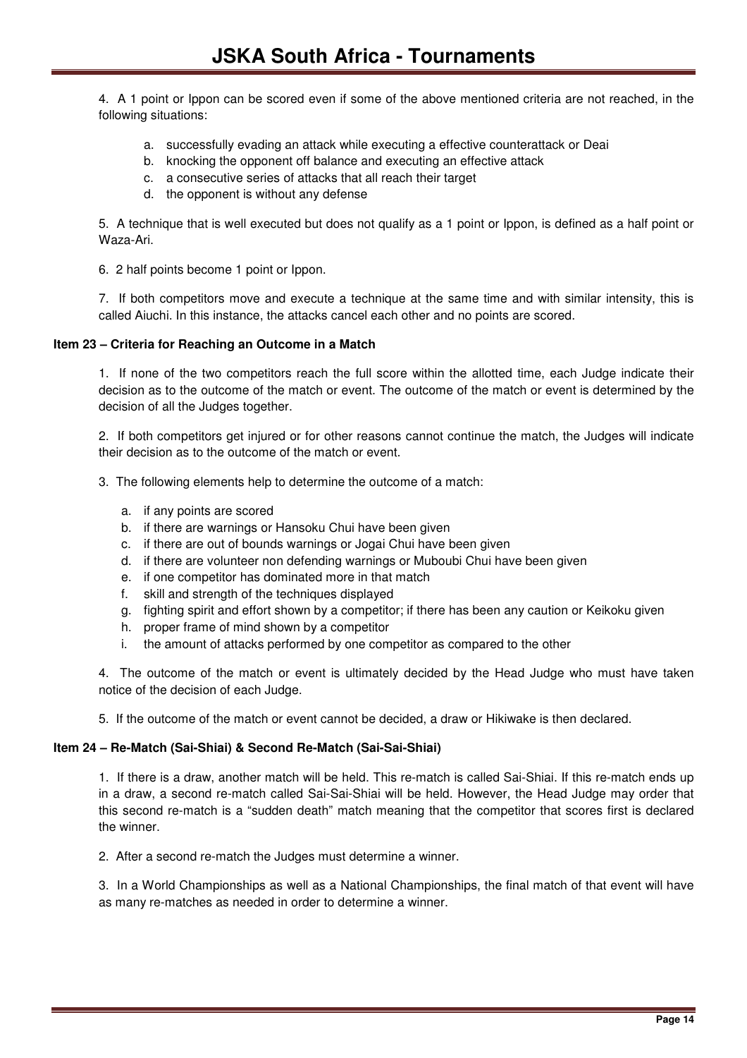4. A 1 point or Ippon can be scored even if some of the above mentioned criteria are not reached, in the following situations:

a. successfully evading an attack while executing a effective counterattack or Deai
b. knocking the opponent off balance and executing an effective attack
c. a consecutive series of attacks that all reach their target
d. the opponent is without any defense

5. A technique that is well executed but does not qualify as a 1 point or Ippon, is defined as a half point or Waza-Ari.

6. 2 half points become 1 point or Ippon.

7. If both competitors move and execute a technique at the same time and with similar intensity, this is called Aiuchi. In this instance, the attacks cancel each other and no points are scored.

**Item 23 – Criteria for Reaching an Outcome in a Match**

1. If none of the two competitors reach the full score within the allotted time, each Judge indicate their decision as to the outcome of the match or event. The outcome of the match or event is determined by the decision of all the Judges together.

2. If both competitors get injured or for other reasons cannot continue the match, the Judges will indicate their decision as to the outcome of the match or event.

3. The following elements help to determine the outcome of a match:

a. if any points are scored
b. if there are warnings or Hansoku Chui have been given
c. if there are out of bounds warnings or Jogai Chui have been given
d. if there are volunteer non defending warnings or Muboubi Chui have been given
e. if one competitor has dominated more in that match
f. skill and strength of the techniques displayed
g. fighting spirit and effort shown by a competitor; if there has been any caution or Keikoku given
h. proper frame of mind shown by a competitor
i. the amount of attacks performed by one competitor as compared to the other

4. The outcome of the match or event is ultimately decided by the Head Judge who must have taken notice of the decision of each Judge.

5. If the outcome of the match or event cannot be decided, a draw or Hikiwake is then declared.

**Item 24 – Re-Match (Sai-Shiai) & Second Re-Match (Sai-Sai-Shiai)**

1. If there is a draw, another match will be held. This re-match is called Sai-Shiai. If this re-match ends up in a draw, a second re-match called Sai-Sai-Shiai will be held. However, the Head Judge may order that this second re-match is a "sudden death" match meaning that the competitor that scores first is declared the winner.

2. After a second re-match the Judges must determine a winner.

3. In a World Championships as well as a National Championships, the final match of that event will have as many re-matches as needed in order to determine a winner.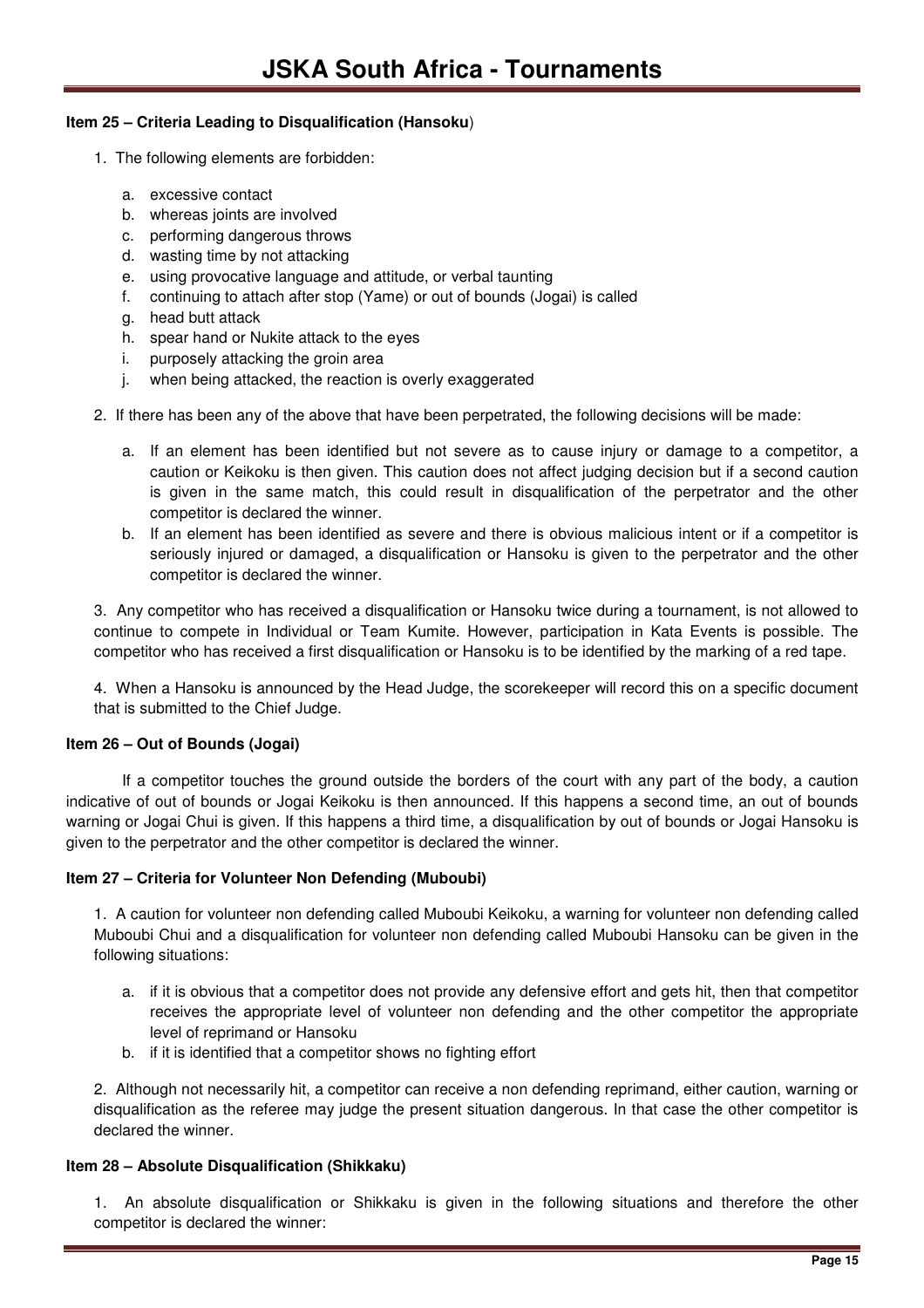**Item 25 – Criteria Leading to Disqualification (Hansoku**)

1. The following elements are forbidden:

   a. excessive contact
   b. whereas joints are involved
   c. performing dangerous throws
   d. wasting time by not attacking
   e. using provocative language and attitude, or verbal taunting
   f. continuing to attach after stop (Yame) or out of bounds (Jogai) is called
   g. head butt attack
   h. spear hand or Nukite attack to the eyes
   i. purposely attacking the groin area
   j. when being attacked, the reaction is overly exaggerated

2. If there has been any of the above that have been perpetrated, the following decisions will be made:

   a. If an element has been identified but not severe as to cause injury or damage to a competitor, a caution or Keikoku is then given. This caution does not affect judging decision but if a second caution is given in the same match, this could result in disqualification of the perpetrator and the other competitor is declared the winner.
   b. If an element has been identified as severe and there is obvious malicious intent or if a competitor is seriously injured or damaged, a disqualification or Hansoku is given to the perpetrator and the other competitor is declared the winner.

3. Any competitor who has received a disqualification or Hansoku twice during a tournament, is not allowed to continue to compete in Individual or Team Kumite. However, participation in Kata Events is possible. The competitor who has received a first disqualification or Hansoku is to be identified by the marking of a red tape.

4. When a Hansoku is announced by the Head Judge, the scorekeeper will record this on a specific document that is submitted to the Chief Judge.

**Item 26 – Out of Bounds (Jogai)**

If a competitor touches the ground outside the borders of the court with any part of the body, a caution indicative of out of bounds or Jogai Keikoku is then announced. If this happens a second time, an out of bounds warning or Jogai Chui is given. If this happens a third time, a disqualification by out of bounds or Jogai Hansoku is given to the perpetrator and the other competitor is declared the winner.

**Item 27 – Criteria for Volunteer Non Defending (Muboubi)**

1. A caution for volunteer non defending called Muboubi Keikoku, a warning for volunteer non defending called Muboubi Chui and a disqualification for volunteer non defending called Muboubi Hansoku can be given in the following situations:

   a. if it is obvious that a competitor does not provide any defensive effort and gets hit, then that competitor receives the appropriate level of volunteer non defending and the other competitor the appropriate level of reprimand or Hansoku
   b. if it is identified that a competitor shows no fighting effort

2. Although not necessarily hit, a competitor can receive a non defending reprimand, either caution, warning or disqualification as the referee may judge the present situation dangerous. In that case the other competitor is declared the winner.

**Item 28 – Absolute Disqualification (Shikkaku)**

1. An absolute disqualification or Shikkaku is given in the following situations and therefore the other competitor is declared the winner: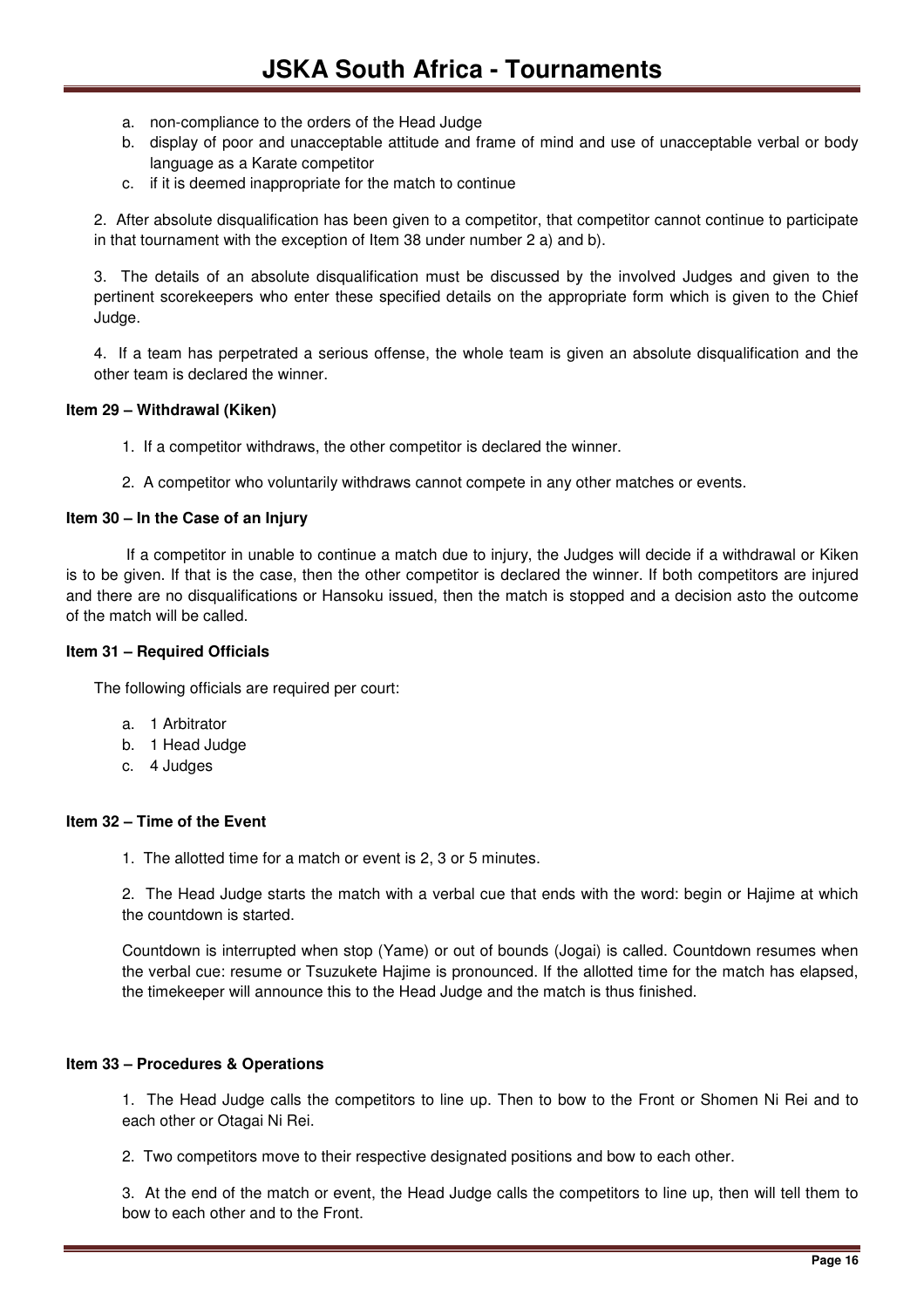a. non-compliance to the orders of the Head Judge
b. display of poor and unacceptable attitude and frame of mind and use of unacceptable verbal or body language as a Karate competitor
c. if it is deemed inappropriate for the match to continue

2. After absolute disqualification has been given to a competitor, that competitor cannot continue to participate in that tournament with the exception of Item 38 under number 2 a) and b).

3. The details of an absolute disqualification must be discussed by the involved Judges and given to the pertinent scorekeepers who enter these specified details on the appropriate form which is given to the Chief Judge.

4. If a team has perpetrated a serious offense, the whole team is given an absolute disqualification and the other team is declared the winner.

**Item 29 – Withdrawal (Kiken)**

1. If a competitor withdraws, the other competitor is declared the winner.

2. A competitor who voluntarily withdraws cannot compete in any other matches or events.

**Item 30 – In the Case of an Injury**

If a competitor in unable to continue a match due to injury, the Judges will decide if a withdrawal or Kiken is to be given. If that is the case, then the other competitor is declared the winner. If both competitors are injured and there are no disqualifications or Hansoku issued, then the match is stopped and a decision asto the outcome of the match will be called.

**Item 31 – Required Officials**

The following officials are required per court:

a. 1 Arbitrator
b. 1 Head Judge
c. 4 Judges

**Item 32 – Time of the Event**

1. The allotted time for a match or event is 2, 3 or 5 minutes.

2. The Head Judge starts the match with a verbal cue that ends with the word: begin or Hajime at which the countdown is started.

Countdown is interrupted when stop (Yame) or out of bounds (Jogai) is called. Countdown resumes when the verbal cue: resume or Tsuzukete Hajime is pronounced. If the allotted time for the match has elapsed, the timekeeper will announce this to the Head Judge and the match is thus finished.

**Item 33 – Procedures & Operations**

1. The Head Judge calls the competitors to line up. Then to bow to the Front or Shomen Ni Rei and to each other or Otagai Ni Rei.

2. Two competitors move to their respective designated positions and bow to each other.

3. At the end of the match or event, the Head Judge calls the competitors to line up, then will tell them to bow to each other and to the Front.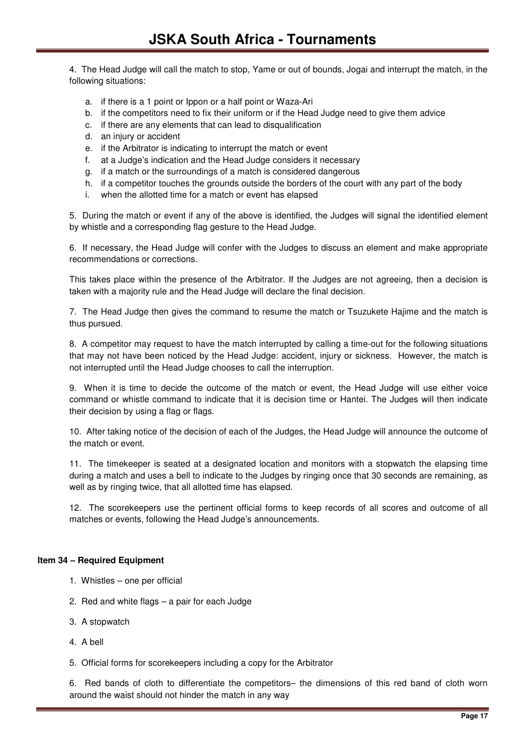4. The Head Judge will call the match to stop, Yame or out of bounds, Jogai and interrupt the match, in the following situations:

a. if there is a 1 point or Ippon or a half point or Waza-Ari
b. if the competitors need to fix their uniform or if the Head Judge need to give them advice
c. if there are any elements that can lead to disqualification
d. an injury or accident
e. if the Arbitrator is indicating to interrupt the match or event
f. at a Judge's indication and the Head Judge considers it necessary
g. if a match or the surroundings of a match is considered dangerous
h. if a competitor touches the grounds outside the borders of the court with any part of the body
i. when the allotted time for a match or event has elapsed

5. During the match or event if any of the above is identified, the Judges will signal the identified element by whistle and a corresponding flag gesture to the Head Judge.

6. If necessary, the Head Judge will confer with the Judges to discuss an element and make appropriate recommendations or corrections.

This takes place within the presence of the Arbitrator. If the Judges are not agreeing, then a decision is taken with a majority rule and the Head Judge will declare the final decision.

7. The Head Judge then gives the command to resume the match or Tsuzukete Hajime and the match is thus pursued.

8. A competitor may request to have the match interrupted by calling a time-out for the following situations that may not have been noticed by the Head Judge: accident, injury or sickness. However, the match is not interrupted until the Head Judge chooses to call the interruption.

9. When it is time to decide the outcome of the match or event, the Head Judge will use either voice command or whistle command to indicate that it is decision time or Hantei. The Judges will then indicate their decision by using a flag or flags.

10. After taking notice of the decision of each of the Judges, the Head Judge will announce the outcome of the match or event.

11. The timekeeper is seated at a designated location and monitors with a stopwatch the elapsing time during a match and uses a bell to indicate to the Judges by ringing once that 30 seconds are remaining, as well as by ringing twice, that all allotted time has elapsed.

12. The scorekeepers use the pertinent official forms to keep records of all scores and outcome of all matches or events, following the Head Judge's announcements.

**Item 34 – Required Equipment**

1. Whistles – one per official

2. Red and white flags – a pair for each Judge

3. A stopwatch

4. A bell

5. Official forms for scorekeepers including a copy for the Arbitrator

6. Red bands of cloth to differentiate the competitors– the dimensions of this red band of cloth worn around the waist should not hinder the match in any way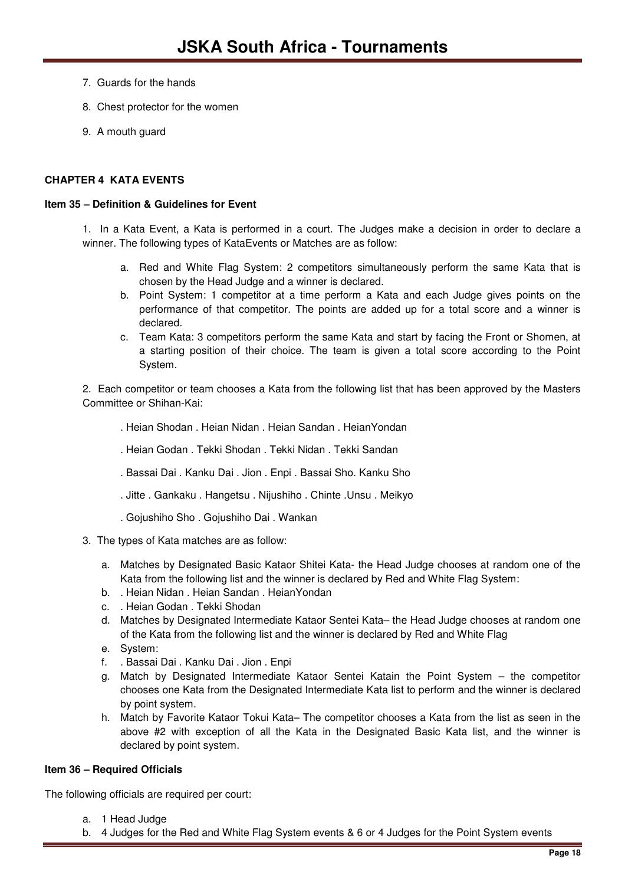7. Guards for the hands

8. Chest protector for the women

9. A mouth guard

**CHAPTER 4 KATA EVENTS**

**Item 35 – Definition & Guidelines for Event**

1. In a Kata Event, a Kata is performed in a court. The Judges make a decision in order to declare a winner. The following types of KataEvents or Matches are as follow:

   a. Red and White Flag System: 2 competitors simultaneously perform the same Kata that is chosen by the Head Judge and a winner is declared.
   b. Point System: 1 competitor at a time perform a Kata and each Judge gives points on the performance of that competitor. The points are added up for a total score and a winner is declared.
   c. Team Kata: 3 competitors perform the same Kata and start by facing the Front or Shomen, at a starting position of their choice. The team is given a total score according to the Point System.

2. Each competitor or team chooses a Kata from the following list that has been approved by the Masters Committee or Shihan-Kai:

   . Heian Shodan . Heian Nidan . Heian Sandan . HeianYondan

   . Heian Godan . Tekki Shodan . Tekki Nidan . Tekki Sandan

   . Bassai Dai . Kanku Dai . Jion . Enpi . Bassai Sho. Kanku Sho

   . Jitte . Gankaku . Hangetsu . Nijushiho . Chinte .Unsu . Meikyo

   . Gojushiho Sho . Gojushiho Dai . Wankan

3. The types of Kata matches are as follow:

   a. Matches by Designated Basic Kataor Shitei Kata- the Head Judge chooses at random one of the Kata from the following list and the winner is declared by Red and White Flag System:
   b. . Heian Nidan . Heian Sandan . HeianYondan
   c. . Heian Godan . Tekki Shodan
   d. Matches by Designated Intermediate Kataor Sentei Kata– the Head Judge chooses at random one of the Kata from the following list and the winner is declared by Red and White Flag
   e. System:
   f. . Bassai Dai . Kanku Dai . Jion . Enpi
   g. Match by Designated Intermediate Kataor Sentei Katain the Point System – the competitor chooses one Kata from the Designated Intermediate Kata list to perform and the winner is declared by point system.
   h. Match by Favorite Kataor Tokui Kata– The competitor chooses a Kata from the list as seen in the above #2 with exception of all the Kata in the Designated Basic Kata list, and the winner is declared by point system.

**Item 36 – Required Officials**

The following officials are required per court:

a. 1 Head Judge
b. 4 Judges for the Red and White Flag System events & 6 or 4 Judges for the Point System events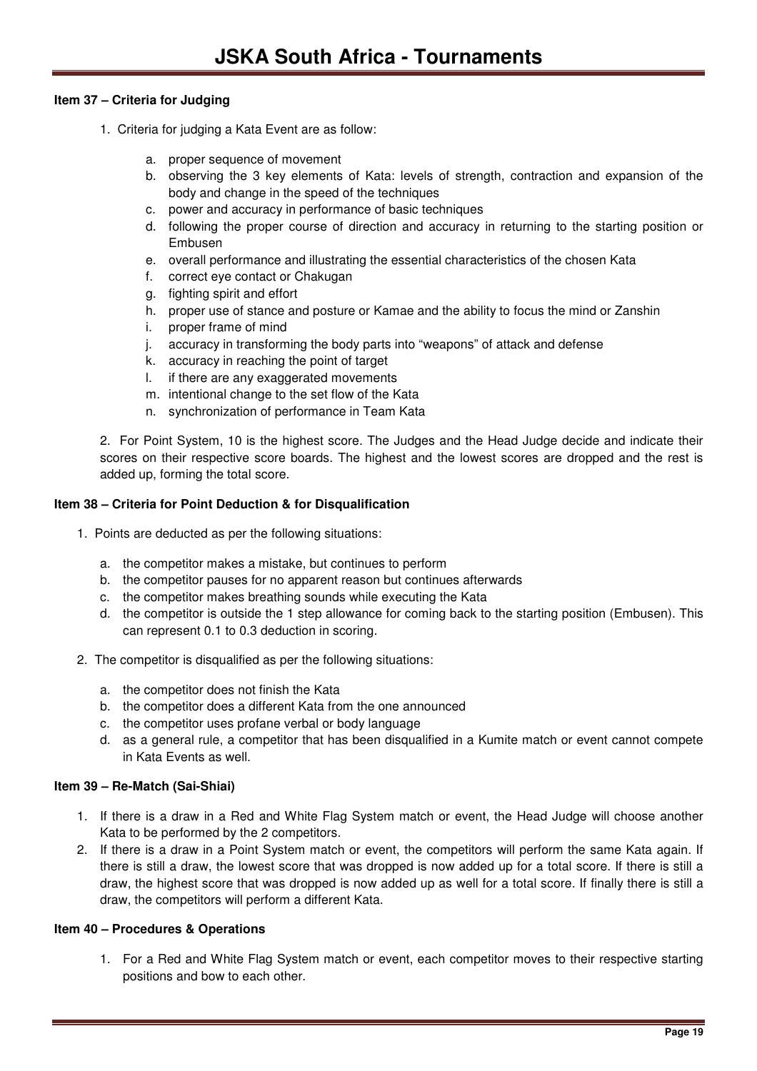**Item 37 – Criteria for Judging**

1. Criteria for judging a Kata Event are as follow:

   a. proper sequence of movement
   b. observing the 3 key elements of Kata: levels of strength, contraction and expansion of the body and change in the speed of the techniques
   c. power and accuracy in performance of basic techniques
   d. following the proper course of direction and accuracy in returning to the starting position or Embusen
   e. overall performance and illustrating the essential characteristics of the chosen Kata
   f. correct eye contact or Chakugan
   g. fighting spirit and effort
   h. proper use of stance and posture or Kamae and the ability to focus the mind or Zanshin
   i. proper frame of mind
   j. accuracy in transforming the body parts into "weapons" of attack and defense
   k. accuracy in reaching the point of target
   l. if there are any exaggerated movements
   m. intentional change to the set flow of the Kata
   n. synchronization of performance in Team Kata

2. For Point System, 10 is the highest score. The Judges and the Head Judge decide and indicate their scores on their respective score boards. The highest and the lowest scores are dropped and the rest is added up, forming the total score.

**Item 38 – Criteria for Point Deduction & for Disqualification**

1. Points are deducted as per the following situations:

   a. the competitor makes a mistake, but continues to perform
   b. the competitor pauses for no apparent reason but continues afterwards
   c. the competitor makes breathing sounds while executing the Kata
   d. the competitor is outside the 1 step allowance for coming back to the starting position (Embusen). This can represent 0.1 to 0.3 deduction in scoring.

2. The competitor is disqualified as per the following situations:

   a. the competitor does not finish the Kata
   b. the competitor does a different Kata from the one announced
   c. the competitor uses profane verbal or body language
   d. as a general rule, a competitor that has been disqualified in a Kumite match or event cannot compete in Kata Events as well.

**Item 39 – Re-Match (Sai-Shiai)**

1. If there is a draw in a Red and White Flag System match or event, the Head Judge will choose another Kata to be performed by the 2 competitors.
2. If there is a draw in a Point System match or event, the competitors will perform the same Kata again. If there is still a draw, the lowest score that was dropped is now added up for a total score. If there is still a draw, the highest score that was dropped is now added up as well for a total score. If finally there is still a draw, the competitors will perform a different Kata.

**Item 40 – Procedures & Operations**

1. For a Red and White Flag System match or event, each competitor moves to their respective starting positions and bow to each other.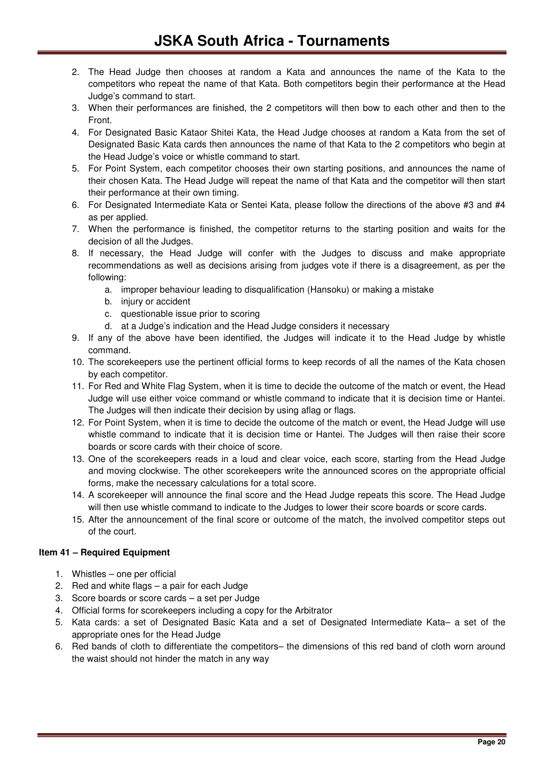2. The Head Judge then chooses at random a Kata and announces the name of the Kata to the competitors who repeat the name of that Kata. Both competitors begin their performance at the Head Judge's command to start.
3. When their performances are finished, the 2 competitors will then bow to each other and then to the Front.
4. For Designated Basic Kataor Shitei Kata, the Head Judge chooses at random a Kata from the set of Designated Basic Kata cards then announces the name of that Kata to the 2 competitors who begin at the Head Judge's voice or whistle command to start.
5. For Point System, each competitor chooses their own starting positions, and announces the name of their chosen Kata. The Head Judge will repeat the name of that Kata and the competitor will then start their performance at their own timing.
6. For Designated Intermediate Kata or Sentei Kata, please follow the directions of the above #3 and #4 as per applied.
7. When the performance is finished, the competitor returns to the starting position and waits for the decision of all the Judges.
8. If necessary, the Head Judge will confer with the Judges to discuss and make appropriate recommendations as well as decisions arising from judges vote if there is a disagreement, as per the following:
   a. improper behaviour leading to disqualification (Hansoku) or making a mistake
   b. injury or accident
   c. questionable issue prior to scoring
   d. at a Judge's indication and the Head Judge considers it necessary
9. If any of the above have been identified, the Judges will indicate it to the Head Judge by whistle command.
10. The scorekeepers use the pertinent official forms to keep records of all the names of the Kata chosen by each competitor.
11. For Red and White Flag System, when it is time to decide the outcome of the match or event, the Head Judge will use either voice command or whistle command to indicate that it is decision time or Hantei. The Judges will then indicate their decision by using aflag or flags.
12. For Point System, when it is time to decide the outcome of the match or event, the Head Judge will use whistle command to indicate that it is decision time or Hantei. The Judges will then raise their score boards or score cards with their choice of score.
13. One of the scorekeepers reads in a loud and clear voice, each score, starting from the Head Judge and moving clockwise. The other scorekeepers write the announced scores on the appropriate official forms, make the necessary calculations for a total score.
14. A scorekeeper will announce the final score and the Head Judge repeats this score. The Head Judge will then use whistle command to indicate to the Judges to lower their score boards or score cards.
15. After the announcement of the final score or outcome of the match, the involved competitor steps out of the court.

**Item 41 – Required Equipment**

1. Whistles – one per official
2. Red and white flags – a pair for each Judge
3. Score boards or score cards – a set per Judge
4. Official forms for scorekeepers including a copy for the Arbitrator
5. Kata cards: a set of Designated Basic Kata and a set of Designated Intermediate Kata– a set of the appropriate ones for the Head Judge
6. Red bands of cloth to differentiate the competitors– the dimensions of this red band of cloth worn around the waist should not hinder the match in any way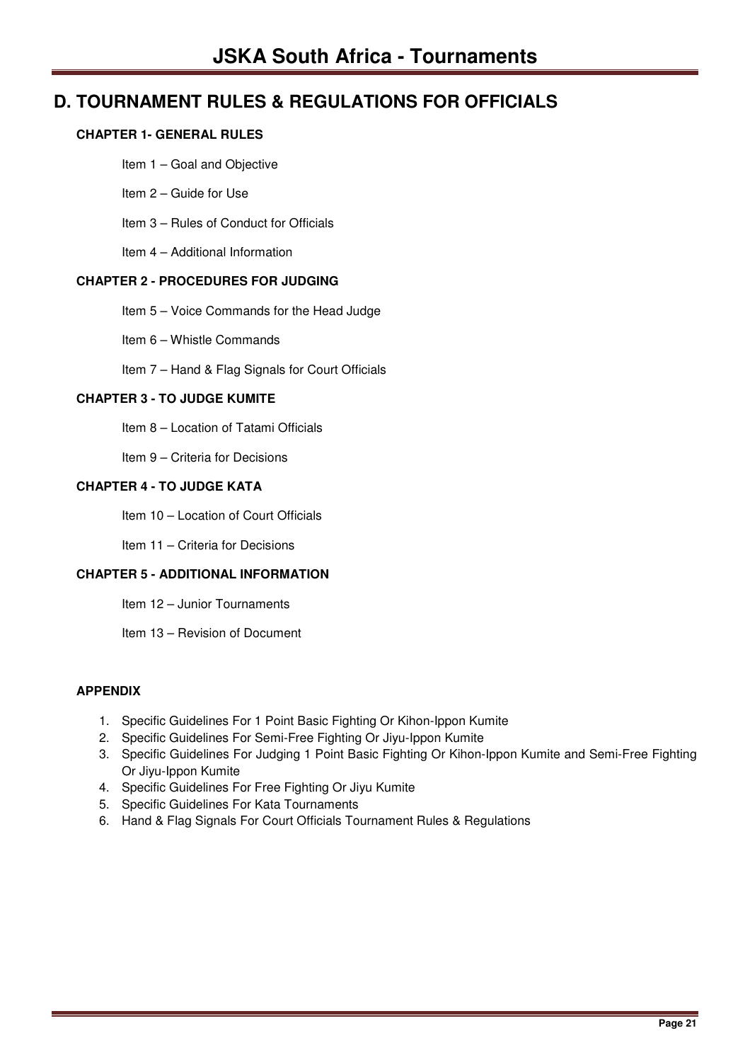# D. TOURNAMENT RULES & REGULATIONS FOR OFFICIALS

### CHAPTER 1- GENERAL RULES

Item 1 – Goal and Objective

Item 2 – Guide for Use

Item 3 – Rules of Conduct for Officials

Item 4 – Additional Information

### CHAPTER 2 - PROCEDURES FOR JUDGING

Item 5 – Voice Commands for the Head Judge

Item 6 – Whistle Commands

Item 7 – Hand & Flag Signals for Court Officials

### CHAPTER 3 - TO JUDGE KUMITE

Item 8 – Location of Tatami Officials

Item 9 – Criteria for Decisions

### CHAPTER 4 - TO JUDGE KATA

Item 10 – Location of Court Officials

Item 11 – Criteria for Decisions

### CHAPTER 5 - ADDITIONAL INFORMATION

Item 12 – Junior Tournaments

Item 13 – Revision of Document

### APPENDIX

1. Specific Guidelines For 1 Point Basic Fighting Or Kihon-Ippon Kumite
2. Specific Guidelines For Semi-Free Fighting Or Jiyu-Ippon Kumite
3. Specific Guidelines For Judging 1 Point Basic Fighting Or Kihon-Ippon Kumite and Semi-Free Fighting Or Jiyu-Ippon Kumite
4. Specific Guidelines For Free Fighting Or Jiyu Kumite
5. Specific Guidelines For Kata Tournaments
6. Hand & Flag Signals For Court Officials Tournament Rules & Regulations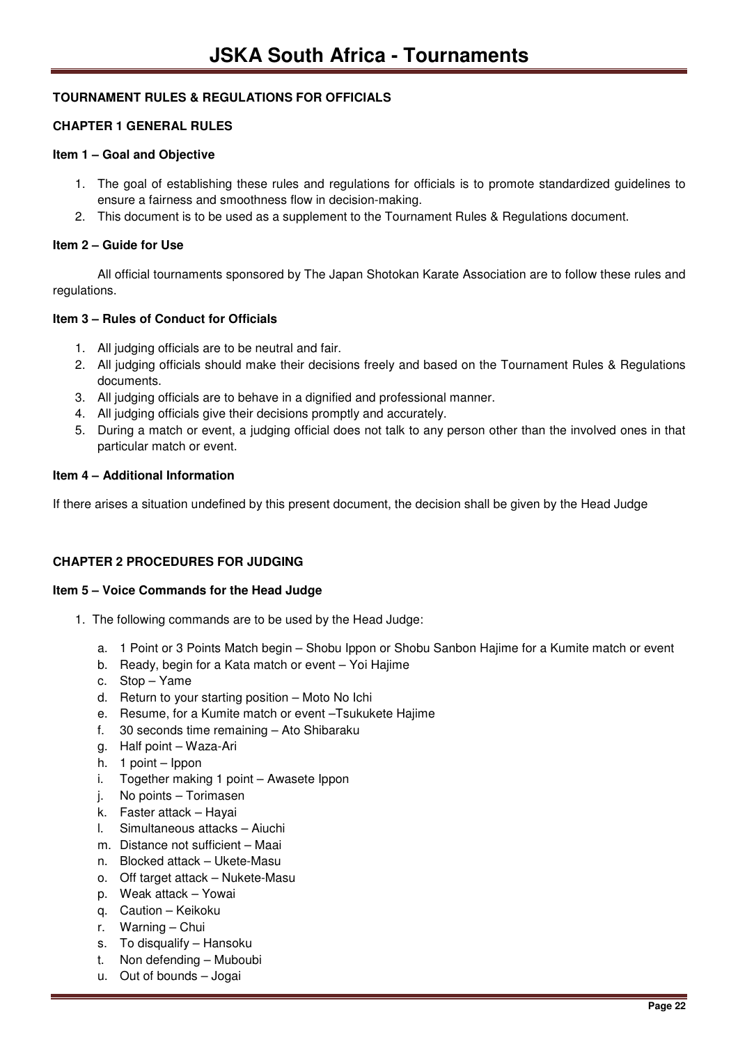**TOURNAMENT RULES & REGULATIONS FOR OFFICIALS**

## CHAPTER 1 GENERAL RULES

### Item 1 – Goal and Objective

1. The goal of establishing these rules and regulations for officials is to promote standardized guidelines to ensure a fairness and smoothness flow in decision-making.
2. This document is to be used as a supplement to the Tournament Rules & Regulations document.

### Item 2 – Guide for Use

All official tournaments sponsored by The Japan Shotokan Karate Association are to follow these rules and regulations.

### Item 3 – Rules of Conduct for Officials

1. All judging officials are to be neutral and fair.
2. All judging officials should make their decisions freely and based on the Tournament Rules & Regulations documents.
3. All judging officials are to behave in a dignified and professional manner.
4. All judging officials give their decisions promptly and accurately.
5. During a match or event, a judging official does not talk to any person other than the involved ones in that particular match or event.

### Item 4 – Additional Information

If there arises a situation undefined by this present document, the decision shall be given by the Head Judge

## CHAPTER 2 PROCEDURES FOR JUDGING

### Item 5 – Voice Commands for the Head Judge

1. The following commands are to be used by the Head Judge:

   a. 1 Point or 3 Points Match begin – Shobu Ippon or Shobu Sanbon Hajime for a Kumite match or event
   b. Ready, begin for a Kata match or event – Yoi Hajime
   c. Stop – Yame
   d. Return to your starting position – Moto No Ichi
   e. Resume, for a Kumite match or event –Tsukukete Hajime
   f. 30 seconds time remaining – Ato Shibaraku
   g. Half point – Waza-Ari
   h. 1 point – Ippon
   i. Together making 1 point – Awasete Ippon
   j. No points – Torimasen
   k. Faster attack – Hayai
   l. Simultaneous attacks – Aiuchi
   m. Distance not sufficient – Maai
   n. Blocked attack – Ukete-Masu
   o. Off target attack – Nukete-Masu
   p. Weak attack – Yowai
   q. Caution – Keikoku
   r. Warning – Chui
   s. To disqualify – Hansoku
   t. Non defending – Muboubi
   u. Out of bounds – Jogai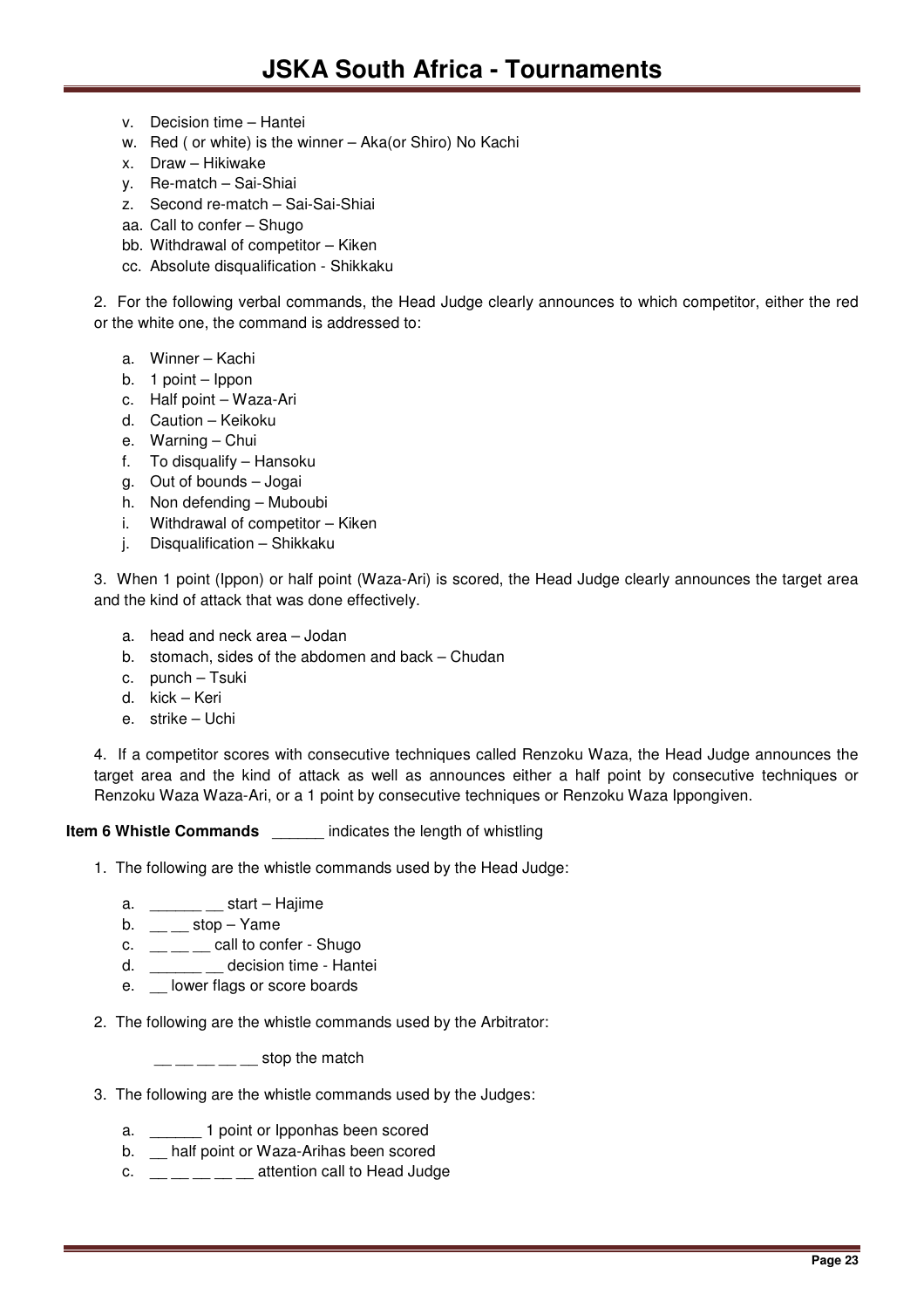v. Decision time – Hantei
w. Red ( or white) is the winner – Aka(or Shiro) No Kachi
x. Draw – Hikiwake
y. Re-match – Sai-Shiai
z. Second re-match – Sai-Sai-Shiai
aa. Call to confer – Shugo
bb. Withdrawal of competitor – Kiken
cc. Absolute disqualification - Shikkaku

2. For the following verbal commands, the Head Judge clearly announces to which competitor, either the red or the white one, the command is addressed to:

a. Winner – Kachi
b. 1 point – Ippon
c. Half point – Waza-Ari
d. Caution – Keikoku
e. Warning – Chui
f. To disqualify – Hansoku
g. Out of bounds – Jogai
h. Non defending – Muboubi
i. Withdrawal of competitor – Kiken
j. Disqualification – Shikkaku

3. When 1 point (Ippon) or half point (Waza-Ari) is scored, the Head Judge clearly announces the target area and the kind of attack that was done effectively.

a. head and neck area – Jodan
b. stomach, sides of the abdomen and back – Chudan
c. punch – Tsuki
d. kick – Keri
e. strike – Uchi

4. If a competitor scores with consecutive techniques called Renzoku Waza, the Head Judge announces the target area and the kind of attack as well as announces either a half point by consecutive techniques or Renzoku Waza Waza-Ari, or a 1 point by consecutive techniques or Renzoku Waza Ippongiven.

**Item 6 Whistle Commands** ______ indicates the length of whistling

1. The following are the whistle commands used by the Head Judge:

   a. ______ __ start – Hajime
   b. __ __ stop – Yame
   c. __ __ __ call to confer - Shugo
   d. ______ __ decision time - Hantei
   e. __ lower flags or score boards

2. The following are the whistle commands used by the Arbitrator:

   __ __ __ __ __ stop the match

3. The following are the whistle commands used by the Judges:

   a. ______ 1 point or Ipponhas been scored
   b. __ half point or Waza-Arihas been scored
   c. __ __ __ __ __ attention call to Head Judge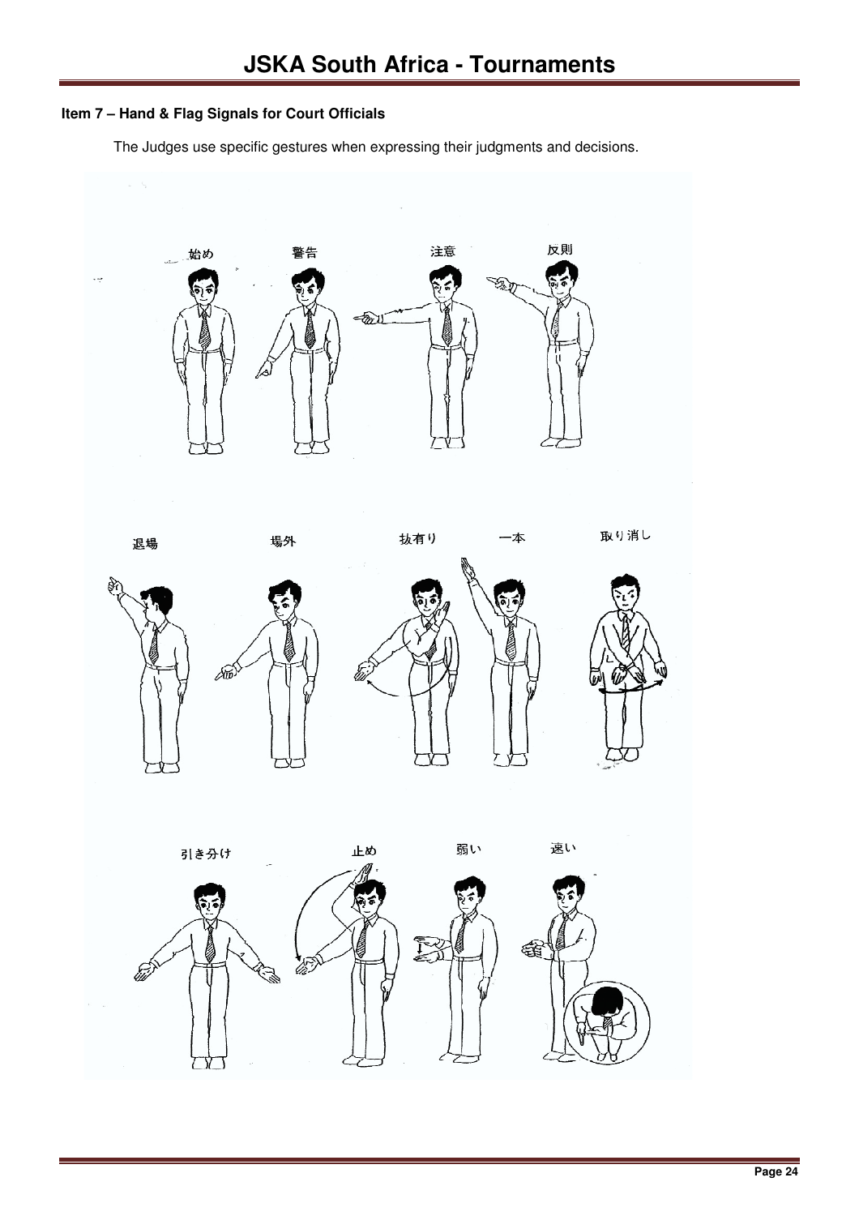**Item 7 – Hand & Flag Signals for Court Officials**

The Judges use specific gestures when expressing their judgments and decisions.

始め　警告　注意　反則

退場　場外　抜有り　一本　取り消し

引き分け　止め　弱い　速い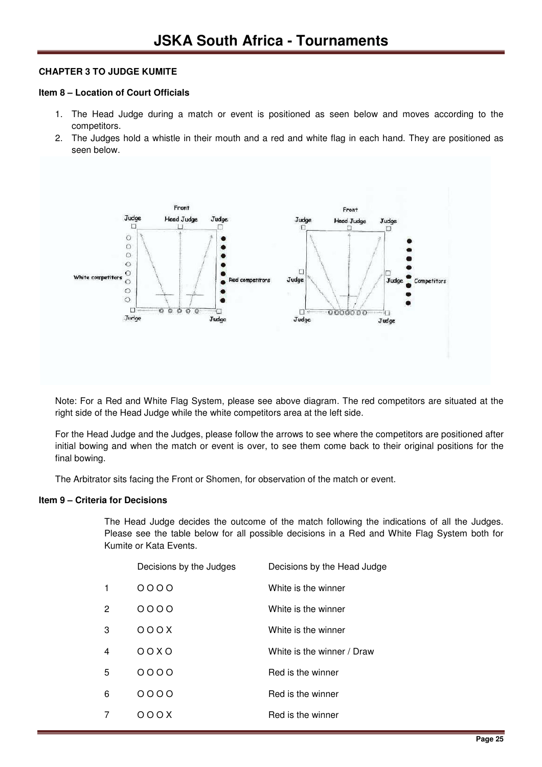**CHAPTER 3 TO JUDGE KUMITE**

**Item 8 – Location of Court Officials**

1. The Head Judge during a match or event is positioned as seen below and moves according to the competitors.
2. The Judges hold a whistle in their mouth and a red and white flag in each hand. They are positioned as seen below.

Note: For a Red and White Flag System, please see above diagram. The red competitors are situated at the right side of the Head Judge while the white competitors area at the left side.

For the Head Judge and the Judges, please follow the arrows to see where the competitors are positioned after initial bowing and when the match or event is over, to see them come back to their original positions for the final bowing.

The Arbitrator sits facing the Front or Shomen, for observation of the match or event.

**Item 9 – Criteria for Decisions**

The Head Judge decides the outcome of the match following the indications of all the Judges. Please see the table below for all possible decisions in a Red and White Flag System both for Kumite or Kata Events.

| | Decisions by the Judges | Decisions by the Head Judge |
|---|---|---|
| 1 | O O O O | White is the winner |
| 2 | O O O O | White is the winner |
| 3 | O O O X | White is the winner |
| 4 | O O X O | White is the winner / Draw |
| 5 | O O O O | Red is the winner |
| 6 | O O O O | Red is the winner |
| 7 | O O O X | Red is the winner |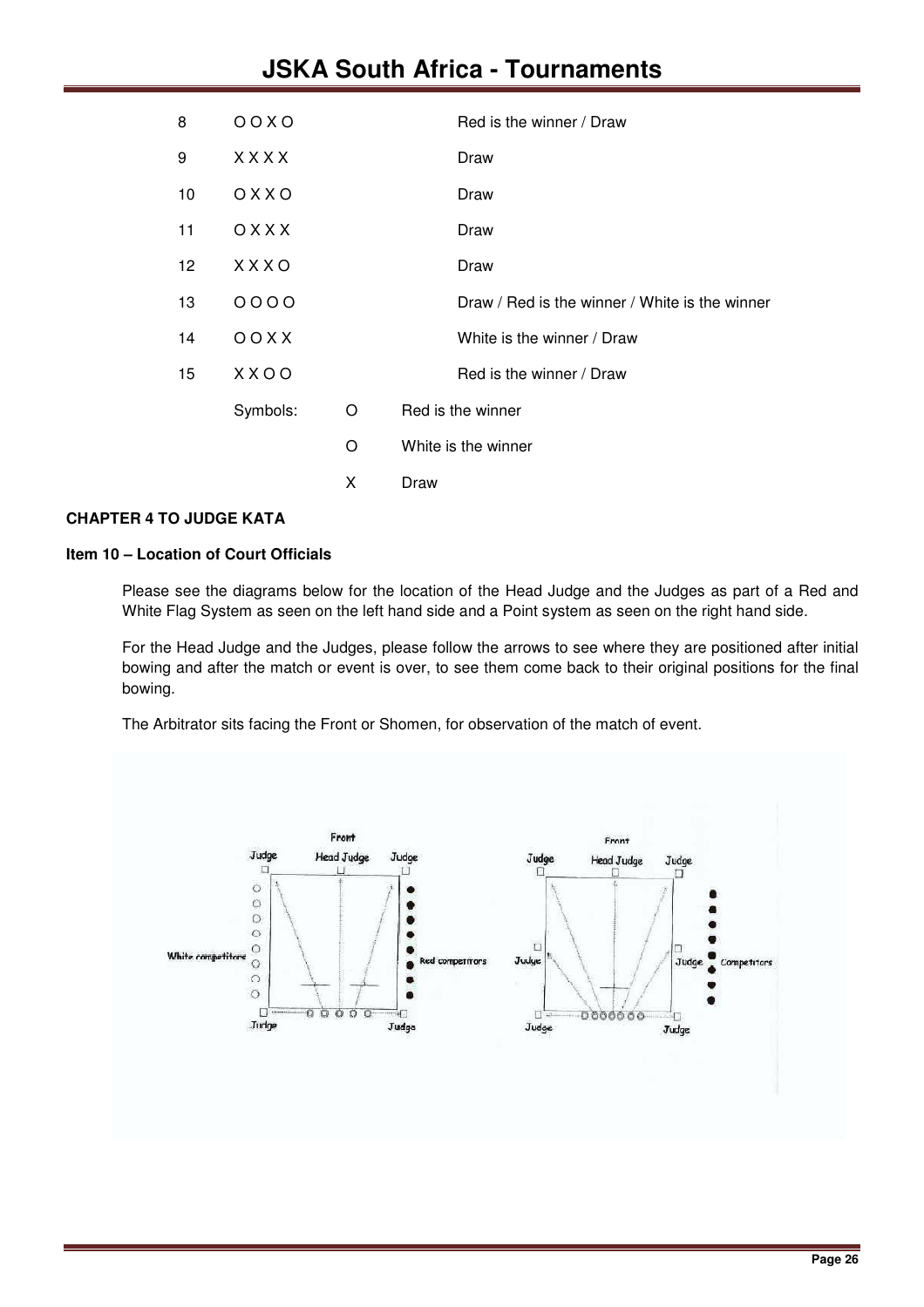| | | |
|---|---|---|
| 8 | O O X O | Red is the winner / Draw |
| 9 | X X X X | Draw |
| 10 | O X X O | Draw |
| 11 | O X X X | Draw |
| 12 | X X X O | Draw |
| 13 | O O O O | Draw / Red is the winner / White is the winner |
| 14 | O O X X | White is the winner / Draw |
| 15 | X X O O | Red is the winner / Draw |

Symbols:

- O Red is the winner
- O White is the winner
- X Draw

**CHAPTER 4 TO JUDGE KATA**

**Item 10 – Location of Court Officials**

Please see the diagrams below for the location of the Head Judge and the Judges as part of a Red and White Flag System as seen on the left hand side and a Point system as seen on the right hand side.

For the Head Judge and the Judges, please follow the arrows to see where they are positioned after initial bowing and after the match or event is over, to see them come back to their original positions for the final bowing.

The Arbitrator sits facing the Front or Shomen, for observation of the match of event.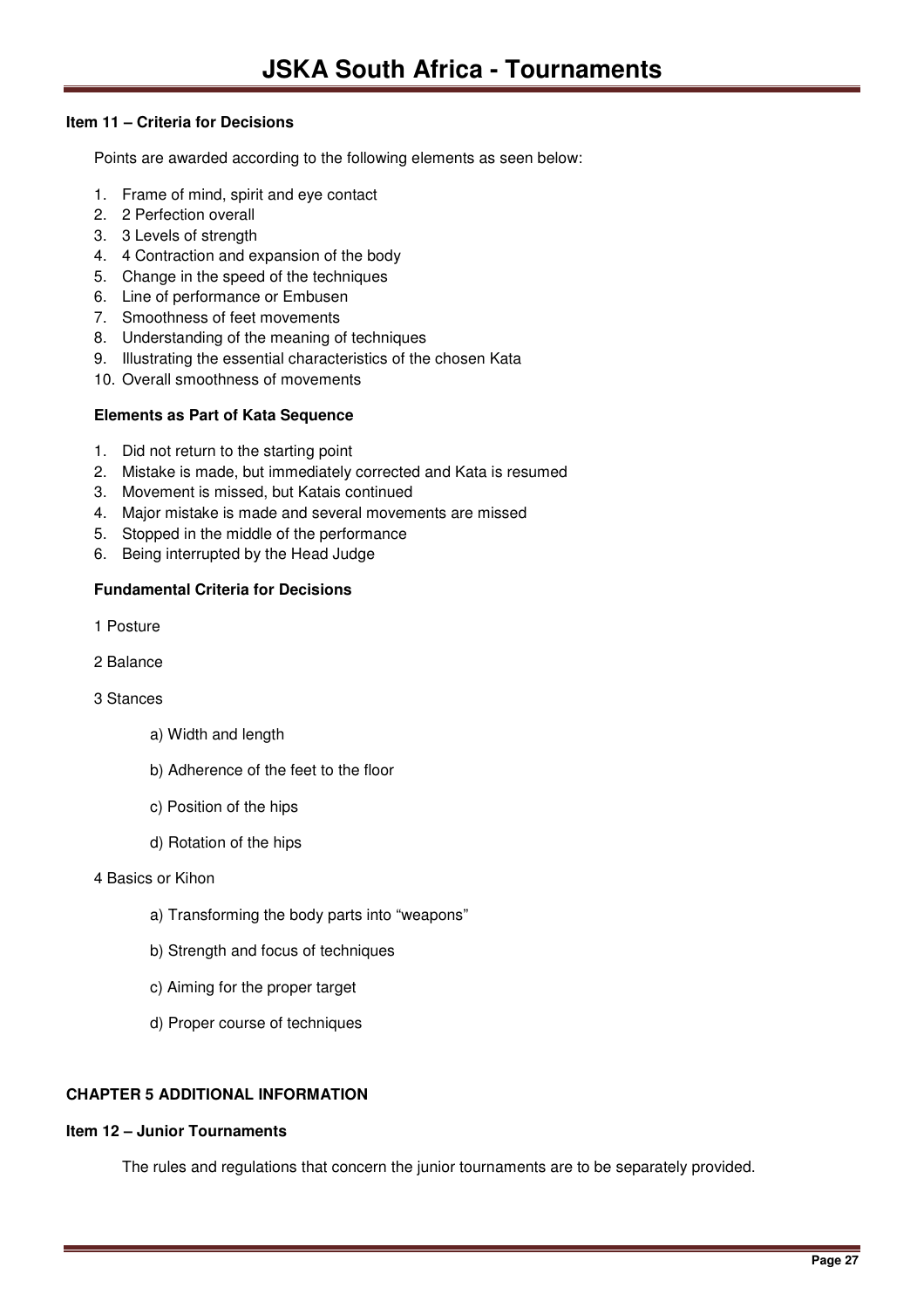**Item 11 – Criteria for Decisions**

Points are awarded according to the following elements as seen below:

1. Frame of mind, spirit and eye contact
2. 2 Perfection overall
3. 3 Levels of strength
4. 4 Contraction and expansion of the body
5. Change in the speed of the techniques
6. Line of performance or Embusen
7. Smoothness of feet movements
8. Understanding of the meaning of techniques
9. Illustrating the essential characteristics of the chosen Kata
10. Overall smoothness of movements

**Elements as Part of Kata Sequence**

1. Did not return to the starting point
2. Mistake is made, but immediately corrected and Kata is resumed
3. Movement is missed, but Katais continued
4. Major mistake is made and several movements are missed
5. Stopped in the middle of the performance
6. Being interrupted by the Head Judge

**Fundamental Criteria for Decisions**

1 Posture

2 Balance

3 Stances

- a) Width and length
- b) Adherence of the feet to the floor
- c) Position of the hips
- d) Rotation of the hips

4 Basics or Kihon

- a) Transforming the body parts into "weapons"
- b) Strength and focus of techniques
- c) Aiming for the proper target
- d) Proper course of techniques

**CHAPTER 5 ADDITIONAL INFORMATION**

**Item 12 – Junior Tournaments**

The rules and regulations that concern the junior tournaments are to be separately provided.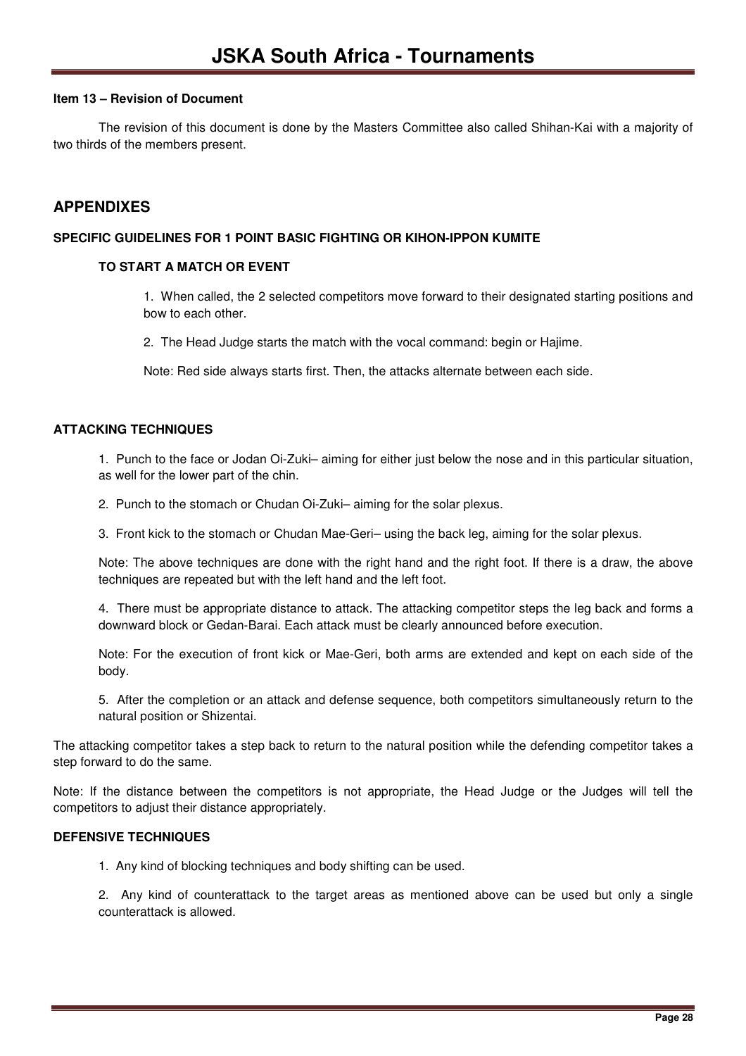**Item 13 – Revision of Document**

The revision of this document is done by the Masters Committee also called Shihan-Kai with a majority of two thirds of the members present.

## APPENDIXES

**SPECIFIC GUIDELINES FOR 1 POINT BASIC FIGHTING OR KIHON-IPPON KUMITE**

**TO START A MATCH OR EVENT**

1. When called, the 2 selected competitors move forward to their designated starting positions and bow to each other.

2. The Head Judge starts the match with the vocal command: begin or Hajime.

Note: Red side always starts first. Then, the attacks alternate between each side.

**ATTACKING TECHNIQUES**

1. Punch to the face or Jodan Oi-Zuki– aiming for either just below the nose and in this particular situation, as well for the lower part of the chin.

2. Punch to the stomach or Chudan Oi-Zuki– aiming for the solar plexus.

3. Front kick to the stomach or Chudan Mae-Geri– using the back leg, aiming for the solar plexus.

Note: The above techniques are done with the right hand and the right foot. If there is a draw, the above techniques are repeated but with the left hand and the left foot.

4. There must be appropriate distance to attack. The attacking competitor steps the leg back and forms a downward block or Gedan-Barai. Each attack must be clearly announced before execution.

Note: For the execution of front kick or Mae-Geri, both arms are extended and kept on each side of the body.

5. After the completion or an attack and defense sequence, both competitors simultaneously return to the natural position or Shizentai.

The attacking competitor takes a step back to return to the natural position while the defending competitor takes a step forward to do the same.

Note: If the distance between the competitors is not appropriate, the Head Judge or the Judges will tell the competitors to adjust their distance appropriately.

**DEFENSIVE TECHNIQUES**

1. Any kind of blocking techniques and body shifting can be used.

2. Any kind of counterattack to the target areas as mentioned above can be used but only a single counterattack is allowed.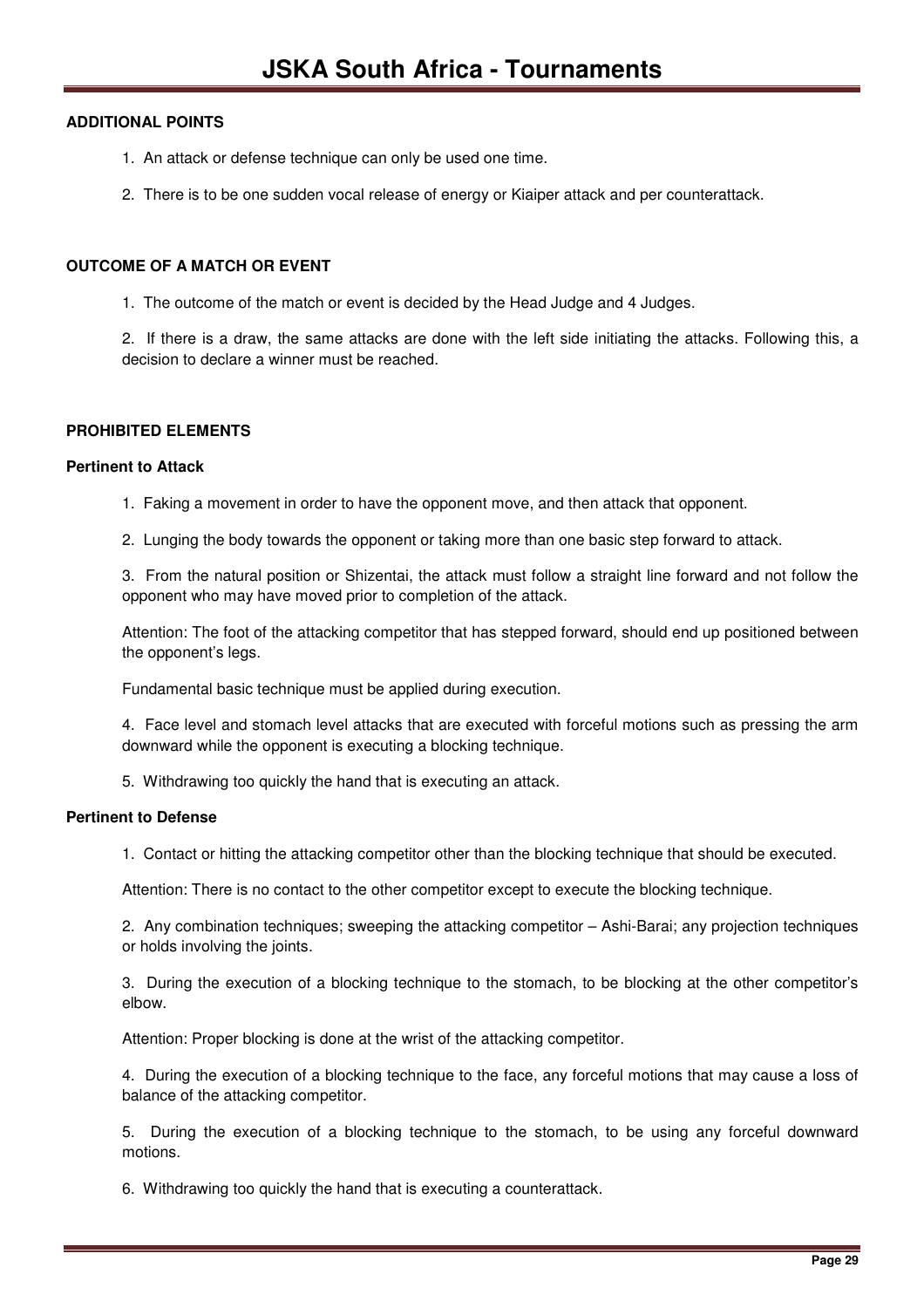### ADDITIONAL POINTS

1. An attack or defense technique can only be used one time.

2. There is to be one sudden vocal release of energy or Kiaiper attack and per counterattack.

### OUTCOME OF A MATCH OR EVENT

1. The outcome of the match or event is decided by the Head Judge and 4 Judges.

2. If there is a draw, the same attacks are done with the left side initiating the attacks. Following this, a decision to declare a winner must be reached.

### PROHIBITED ELEMENTS

#### Pertinent to Attack

1. Faking a movement in order to have the opponent move, and then attack that opponent.

2. Lunging the body towards the opponent or taking more than one basic step forward to attack.

3. From the natural position or Shizentai, the attack must follow a straight line forward and not follow the opponent who may have moved prior to completion of the attack.

   Attention: The foot of the attacking competitor that has stepped forward, should end up positioned between the opponent's legs.

   Fundamental basic technique must be applied during execution.

4. Face level and stomach level attacks that are executed with forceful motions such as pressing the arm downward while the opponent is executing a blocking technique.

5. Withdrawing too quickly the hand that is executing an attack.

#### Pertinent to Defense

1. Contact or hitting the attacking competitor other than the blocking technique that should be executed.

   Attention: There is no contact to the other competitor except to execute the blocking technique.

2. Any combination techniques; sweeping the attacking competitor – Ashi-Barai; any projection techniques or holds involving the joints.

3. During the execution of a blocking technique to the stomach, to be blocking at the other competitor's elbow.

   Attention: Proper blocking is done at the wrist of the attacking competitor.

4. During the execution of a blocking technique to the face, any forceful motions that may cause a loss of balance of the attacking competitor.

5. During the execution of a blocking technique to the stomach, to be using any forceful downward motions.

6. Withdrawing too quickly the hand that is executing a counterattack.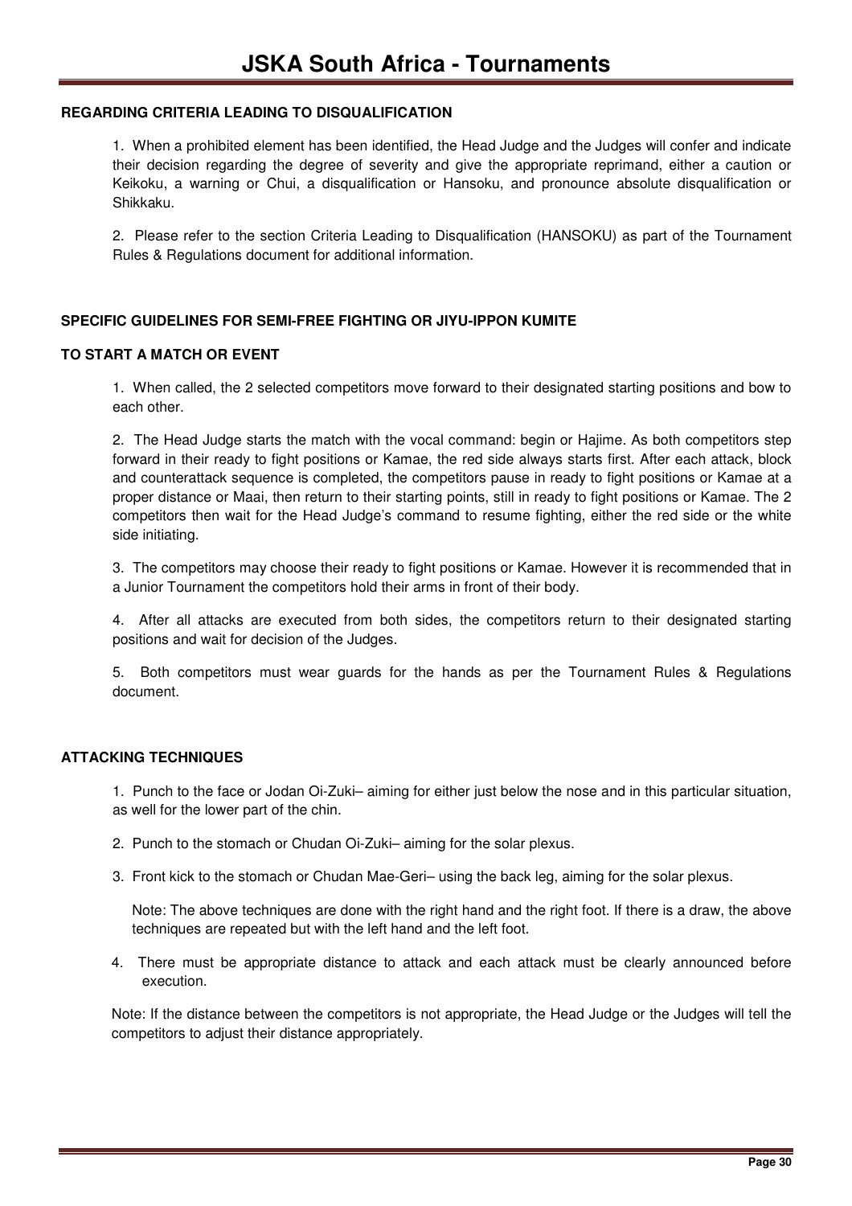**REGARDING CRITERIA LEADING TO DISQUALIFICATION**

1. When a prohibited element has been identified, the Head Judge and the Judges will confer and indicate their decision regarding the degree of severity and give the appropriate reprimand, either a caution or Keikoku, a warning or Chui, a disqualification or Hansoku, and pronounce absolute disqualification or Shikkaku.

2. Please refer to the section Criteria Leading to Disqualification (HANSOKU) as part of the Tournament Rules & Regulations document for additional information.

**SPECIFIC GUIDELINES FOR SEMI-FREE FIGHTING OR JIYU-IPPON KUMITE**

**TO START A MATCH OR EVENT**

1. When called, the 2 selected competitors move forward to their designated starting positions and bow to each other.

2. The Head Judge starts the match with the vocal command: begin or Hajime. As both competitors step forward in their ready to fight positions or Kamae, the red side always starts first. After each attack, block and counterattack sequence is completed, the competitors pause in ready to fight positions or Kamae at a proper distance or Maai, then return to their starting points, still in ready to fight positions or Kamae. The 2 competitors then wait for the Head Judge's command to resume fighting, either the red side or the white side initiating.

3. The competitors may choose their ready to fight positions or Kamae. However it is recommended that in a Junior Tournament the competitors hold their arms in front of their body.

4. After all attacks are executed from both sides, the competitors return to their designated starting positions and wait for decision of the Judges.

5. Both competitors must wear guards for the hands as per the Tournament Rules & Regulations document.

**ATTACKING TECHNIQUES**

1. Punch to the face or Jodan Oi-Zuki– aiming for either just below the nose and in this particular situation, as well for the lower part of the chin.

2. Punch to the stomach or Chudan Oi-Zuki– aiming for the solar plexus.

3. Front kick to the stomach or Chudan Mae-Geri– using the back leg, aiming for the solar plexus.

   Note: The above techniques are done with the right hand and the right foot. If there is a draw, the above techniques are repeated but with the left hand and the left foot.

4. There must be appropriate distance to attack and each attack must be clearly announced before execution.

Note: If the distance between the competitors is not appropriate, the Head Judge or the Judges will tell the competitors to adjust their distance appropriately.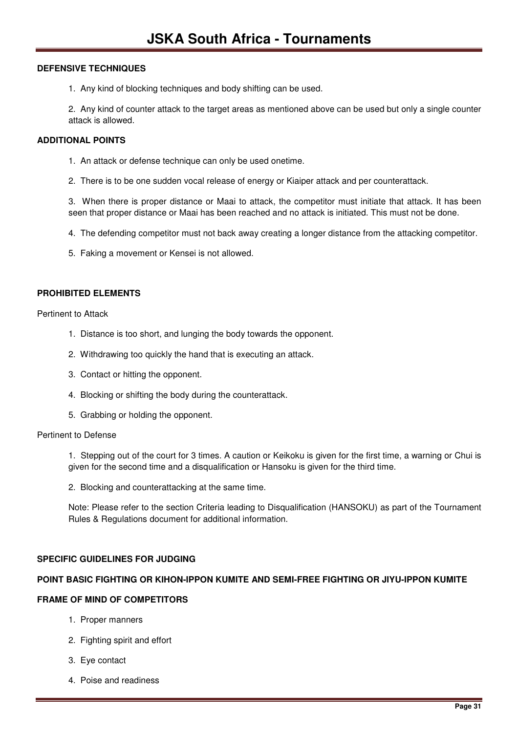## DEFENSIVE TECHNIQUES

1. Any kind of blocking techniques and body shifting can be used.

2. Any kind of counter attack to the target areas as mentioned above can be used but only a single counter attack is allowed.

## ADDITIONAL POINTS

1. An attack or defense technique can only be used onetime.

2. There is to be one sudden vocal release of energy or Kiaiper attack and per counterattack.

3. When there is proper distance or Maai to attack, the competitor must initiate that attack. It has been seen that proper distance or Maai has been reached and no attack is initiated. This must not be done.

4. The defending competitor must not back away creating a longer distance from the attacking competitor.

5. Faking a movement or Kensei is not allowed.

## PROHIBITED ELEMENTS

Pertinent to Attack

1. Distance is too short, and lunging the body towards the opponent.

2. Withdrawing too quickly the hand that is executing an attack.

3. Contact or hitting the opponent.

4. Blocking or shifting the body during the counterattack.

5. Grabbing or holding the opponent.

Pertinent to Defense

1. Stepping out of the court for 3 times. A caution or Keikoku is given for the first time, a warning or Chui is given for the second time and a disqualification or Hansoku is given for the third time.

2. Blocking and counterattacking at the same time.

Note: Please refer to the section Criteria leading to Disqualification (HANSOKU) as part of the Tournament Rules & Regulations document for additional information.

## SPECIFIC GUIDELINES FOR JUDGING

## POINT BASIC FIGHTING OR KIHON-IPPON KUMITE AND SEMI-FREE FIGHTING OR JIYU-IPPON KUMITE

## FRAME OF MIND OF COMPETITORS

1. Proper manners

2. Fighting spirit and effort

3. Eye contact

4. Poise and readiness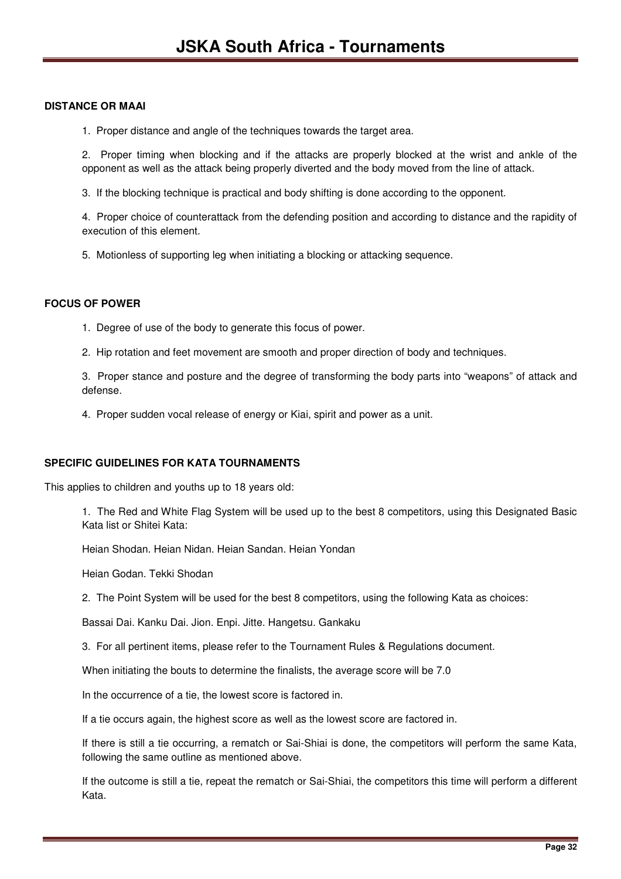**DISTANCE OR MAAI**

1. Proper distance and angle of the techniques towards the target area.

2. Proper timing when blocking and if the attacks are properly blocked at the wrist and ankle of the opponent as well as the attack being properly diverted and the body moved from the line of attack.

3. If the blocking technique is practical and body shifting is done according to the opponent.

4. Proper choice of counterattack from the defending position and according to distance and the rapidity of execution of this element.

5. Motionless of supporting leg when initiating a blocking or attacking sequence.

**FOCUS OF POWER**

1. Degree of use of the body to generate this focus of power.

2. Hip rotation and feet movement are smooth and proper direction of body and techniques.

3. Proper stance and posture and the degree of transforming the body parts into "weapons" of attack and defense.

4. Proper sudden vocal release of energy or Kiai, spirit and power as a unit.

**SPECIFIC GUIDELINES FOR KATA TOURNAMENTS**

This applies to children and youths up to 18 years old:

1. The Red and White Flag System will be used up to the best 8 competitors, using this Designated Basic Kata list or Shitei Kata:

Heian Shodan. Heian Nidan. Heian Sandan. Heian Yondan

Heian Godan. Tekki Shodan

2. The Point System will be used for the best 8 competitors, using the following Kata as choices:

Bassai Dai. Kanku Dai. Jion. Enpi. Jitte. Hangetsu. Gankaku

3. For all pertinent items, please refer to the Tournament Rules & Regulations document.

When initiating the bouts to determine the finalists, the average score will be 7.0

In the occurrence of a tie, the lowest score is factored in.

If a tie occurs again, the highest score as well as the lowest score are factored in.

If there is still a tie occurring, a rematch or Sai-Shiai is done, the competitors will perform the same Kata, following the same outline as mentioned above.

If the outcome is still a tie, repeat the rematch or Sai-Shiai, the competitors this time will perform a different Kata.